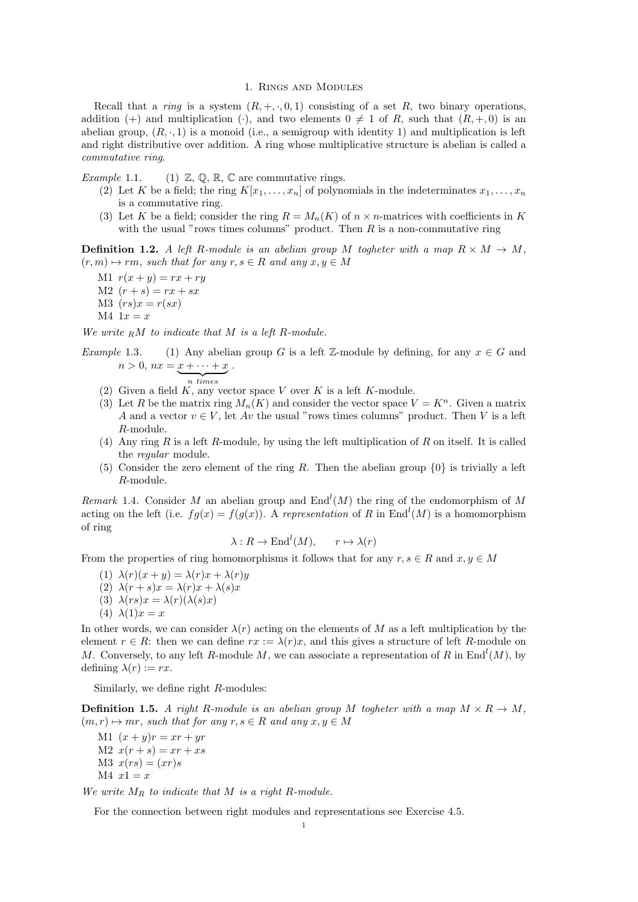# 1. Rings and Modules

Recall that a *ring* is a system $(R, +, \cdot, 0, 1)$ consisting of a set $R$, two binary operations, addition $(+)$ and multiplication $(\cdot)$, and two elements $0 \neq 1$ of $R$, such that $(R, +, 0)$ is an abelian group, $(R, \cdot, 1)$ is a monoid (i.e., a semigroup with identity 1) and multiplication is left and right distributive over addition. A ring whose multiplicative structure is abelian is called a *commutative ring*.

*Example* 1.1.
1. $\mathbb{Z}$, $\mathbb{Q}$, $\mathbb{R}$, $\mathbb{C}$ are commutative rings.
2. Let $K$ be a field; the ring $K[x_1, \dots, x_n]$ of polynomials in the indeterminates $x_1, \dots, x_n$ is a commutative ring.
3. Let $K$ be a field; consider the ring $R = M_n(K)$ of $n \times n$-matrices with coefficients in $K$ with the usual "rows times columns" product. Then $R$ is a non-commutative ring

**Definition 1.2.** *A left $R$-module is an abelian group $M$ togheter with a map $R \times M \to M$, $(r, m) \mapsto rm$, such that for any $r, s \in R$ and any $x, y \in M$*

- M1 $r(x + y) = rx + ry$
- M2 $(r + s) = rx + sx$
- M3 $(rs)x = r(sx)$
- M4 $1x = x$

*We write ${}_RM$ to indicate that $M$ is a left $R$-module.*

*Example* 1.3.
1. Any abelian group $G$ is a left $\mathbb{Z}$-module by defining, for any $x \in G$ and $n > 0$, $nx = \underbrace{x + \cdots + x}_{n \text{ times}}$.
2. Given a field $K$, any vector space $V$ over $K$ is a left $K$-module.
3. Let $R$ be the matrix ring $M_n(K)$ and consider the vector space $V = K^n$. Given a matrix $A$ and a vector $v \in V$, let $Av$ the usual "rows times columns" product. Then $V$ is a left $R$-module.
4. Any ring $R$ is a left $R$-module, by using the left multiplication of $R$ on itself. It is called the *regular* module.
5. Consider the zero element of the ring $R$. Then the abelian group $\{0\}$ is trivially a left $R$-module.

*Remark* 1.4. Consider $M$ an abelian group and $\mathrm{End}^l(M)$ the ring of the endomorphism of $M$ acting on the left (i.e. $fg(x) = f(g(x))$). A *representation* of $R$ in $\mathrm{End}^l(M)$ is a homomorphism of ring

$$\lambda : R \to \mathrm{End}^l(M), \qquad r \mapsto \lambda(r)$$

From the properties of ring homomorphisms it follows that for any $r, s \in R$ and $x, y \in M$

1. $\lambda(r)(x + y) = \lambda(r)x + \lambda(r)y$
2. $\lambda(r + s)x = \lambda(r)x + \lambda(s)x$
3. $\lambda(rs)x = \lambda(r)(\lambda(s)x)$
4. $\lambda(1)x = x$

In other words, we can consider $\lambda(r)$ acting on the elements of $M$ as a left multiplication by the element $r \in R$: then we can define $rx := \lambda(r)x$, and this gives a structure of left $R$-module on $M$. Conversely, to any left $R$-module $M$, we can associate a representation of $R$ in $\mathrm{End}^l(M)$, by defining $\lambda(r) := rx$.

Similarly, we define right $R$-modules:

**Definition 1.5.** *A right $R$-module is an abelian group $M$ togheter with a map $M \times R \to M$, $(m, r) \mapsto mr$, such that for any $r, s \in R$ and any $x, y \in M$*

- M1 $(x + y)r = xr + yr$
- M2 $x(r + s) = xr + xs$
- M3 $x(rs) = (xr)s$
- M4 $x1 = x$

*We write $M_R$ to indicate that $M$ is a right $R$-module.*

For the connection between right modules and representations see Exercise 4.5.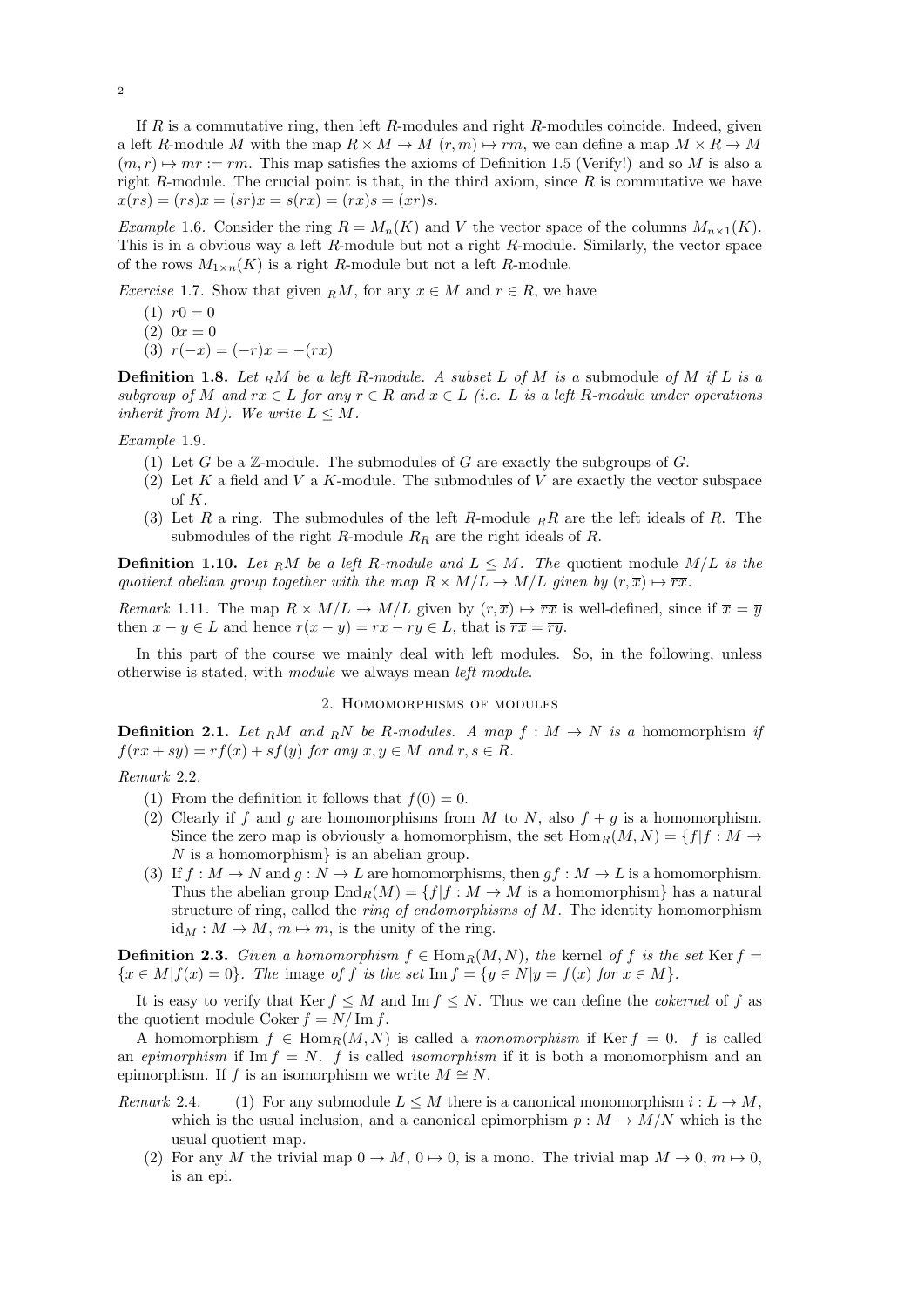If $R$ is a commutative ring, then left $R$-modules and right $R$-modules coincide. Indeed, given a left $R$-module $M$ with the map $R \times M \to M$ $(r, m) \mapsto rm$, we can define a map $M \times R \to M$ $(m, r) \mapsto mr := rm$. This map satisfies the axioms of Definition 1.5 (Verify!) and so $M$ is also a right $R$-module. The crucial point is that, in the third axiom, since $R$ is commutative we have $x(rs) = (rs)x = (sr)x = s(rx) = (rx)s = (xr)s$.

*Example* 1.6. Consider the ring $R = M_n(K)$ and $V$ the vector space of the columns $M_{n\times 1}(K)$. This is in a obvious way a left $R$-module but not a right $R$-module. Similarly, the vector space of the rows $M_{1\times n}(K)$ is a right $R$-module but not a left $R$-module.

*Exercise* 1.7. Show that given ${}_RM$, for any $x \in M$ and $r \in R$, we have

(1) $r0 = 0$
(2) $0x = 0$
(3) $r(-x) = (-r)x = -(rx)$

**Definition 1.8.** *Let ${}_RM$ be a left $R$-module. A subset $L$ of $M$ is a* submodule *of $M$ if $L$ is a subgroup of $M$ and $rx \in L$ for any $r \in R$ and $x \in L$ (i.e. $L$ is a left $R$-module under operations inherit from $M$). We write $L \leq M$.*

*Example* 1.9.

(1) Let $G$ be a $\mathbb{Z}$-module. The submodules of $G$ are exactly the subgroups of $G$.
(2) Let $K$ a field and $V$ a $K$-module. The submodules of $V$ are exactly the vector subspace of $K$.
(3) Let $R$ a ring. The submodules of the left $R$-module ${}_RR$ are the left ideals of $R$. The submodules of the right $R$-module $R_R$ are the right ideals of $R$.

**Definition 1.10.** *Let ${}_RM$ be a left $R$-module and $L \leq M$. The* quotient module *$M/L$ is the quotient abelian group together with the map $R \times M/L \to M/L$ given by $(r, \overline{x}) \mapsto \overline{rx}$.*

*Remark* 1.11. The map $R \times M/L \to M/L$ given by $(r, \overline{x}) \mapsto \overline{rx}$ is well-defined, since if $\overline{x} = \overline{y}$ then $x - y \in L$ and hence $r(x - y) = rx - ry \in L$, that is $\overline{rx} = \overline{ry}$.

In this part of the course we mainly deal with left modules. So, in the following, unless otherwise is stated, with *module* we always mean *left module*.

## 2. Homomorphisms of modules

**Definition 2.1.** *Let ${}_RM$ and ${}_RN$ be $R$-modules. A map $f : M \to N$ is a* homomorphism *if $f(rx + sy) = rf(x) + sf(y)$ for any $x, y \in M$ and $r, s \in R$.*

*Remark* 2.2.

(1) From the definition it follows that $f(0) = 0$.
(2) Clearly if $f$ and $g$ are homomorphisms from $M$ to $N$, also $f + g$ is a homomorphism. Since the zero map is obviously a homomorphism, the set $\mathrm{Hom}_R(M, N) = \{f | f : M \to N \text{ is a homomorphism}\}$ is an abelian group.
(3) If $f : M \to N$ and $g : N \to L$ are homomorphisms, then $gf : M \to L$ is a homomorphism. Thus the abelian group $\mathrm{End}_R(M) = \{f | f : M \to M \text{ is a homomorphism}\}$ has a natural structure of ring, called the *ring of endomorphisms of $M$*. The identity homomorphism $\mathrm{id}_M : M \to M$, $m \mapsto m$, is the unity of the ring.

**Definition 2.3.** *Given a homomorphism $f \in \mathrm{Hom}_R(M, N)$, the* kernel *of $f$ is the set $\mathrm{Ker}\, f = \{x \in M | f(x) = 0\}$. The* image *of $f$ is the set $\mathrm{Im}\, f = \{y \in N | y = f(x) \text{ for } x \in M\}$.*

It is easy to verify that $\mathrm{Ker}\, f \leq M$ and $\mathrm{Im}\, f \leq N$. Thus we can define the *cokernel* of $f$ as the quotient module $\mathrm{Coker}\, f = N/\mathrm{Im}\, f$.

A homomorphism $f \in \mathrm{Hom}_R(M, N)$ is called a *monomorphism* if $\mathrm{Ker}\, f = 0$. $f$ is called an *epimorphism* if $\mathrm{Im}\, f = N$. $f$ is called *isomorphism* if it is both a monomorphism and an epimorphism. If $f$ is an isomorphism we write $M \cong N$.

*Remark* 2.4.

(1) For any submodule $L \leq M$ there is a canonical monomorphism $i : L \to M$, which is the usual inclusion, and a canonical epimorphism $p : M \to M/N$ which is the usual quotient map.
(2) For any $M$ the trivial map $0 \to M$, $0 \mapsto 0$, is a mono. The trivial map $M \to 0$, $m \mapsto 0$, is an epi.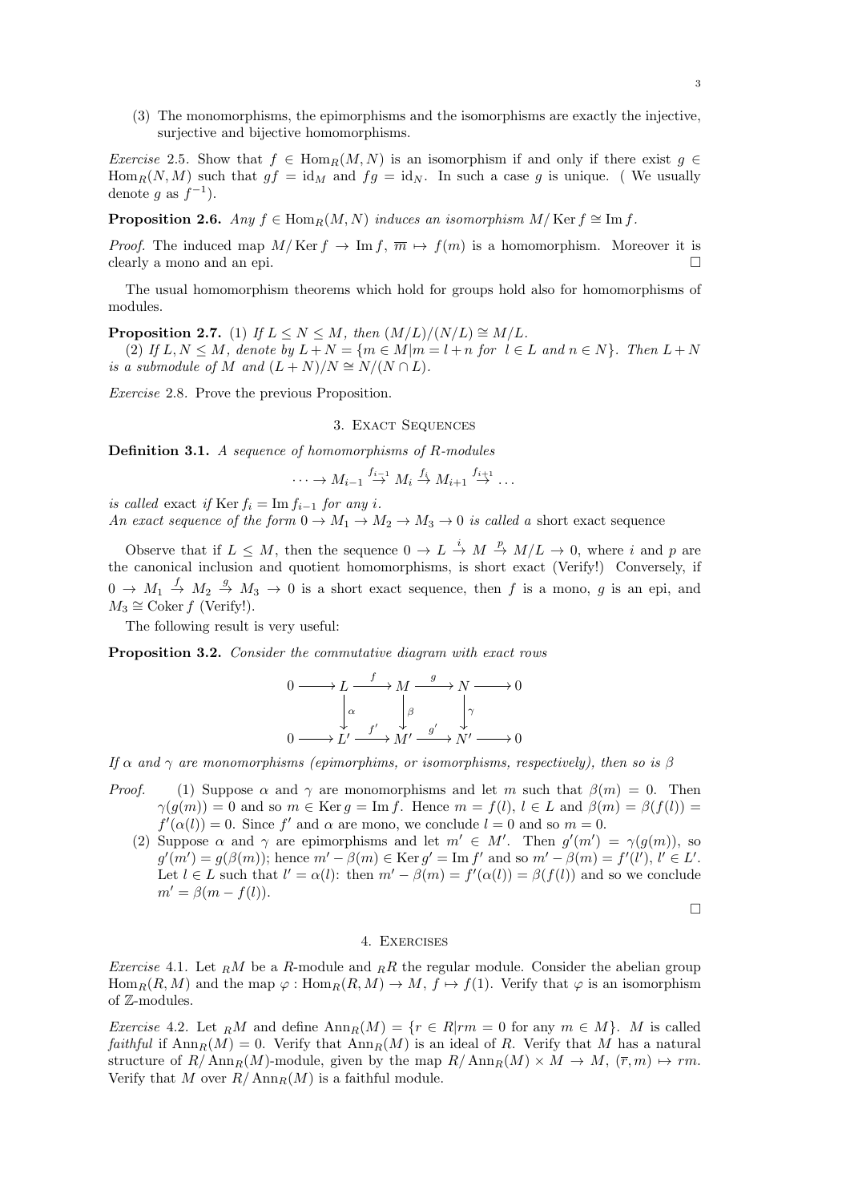(3) The monomorphisms, the epimorphisms and the isomorphisms are exactly the injective, surjective and bijective homomorphisms.

*Exercise* 2.5. Show that $f \in \operatorname{Hom}_R(M,N)$ is an isomorphism if and only if there exist $g \in \operatorname{Hom}_R(N,M)$ such that $gf = \mathrm{id}_M$ and $fg = \mathrm{id}_N$. In such a case $g$ is unique. ( We usually denote $g$ as $f^{-1}$).

**Proposition 2.6.** *Any $f \in \operatorname{Hom}_R(M,N)$ induces an isomorphism $M/\operatorname{Ker} f \cong \operatorname{Im} f$.*

*Proof.* The induced map $M/\operatorname{Ker} f \to \operatorname{Im} f$, $\overline{m} \mapsto f(m)$ is a homomorphism. Moreover it is clearly a mono and an epi. □

The usual homomorphism theorems which hold for groups hold also for homomorphisms of modules.

**Proposition 2.7.** (1) *If $L \leq N \leq M$, then $(M/L)/(N/L) \cong M/L$.*

(2) *If $L, N \leq M$, denote by $L + N = \{m \in M | m = l + n \text{ for } l \in L \text{ and } n \in N\}$. Then $L + N$ is a submodule of $M$ and $(L+N)/N \cong N/(N \cap L)$.*

*Exercise* 2.8. Prove the previous Proposition.

## 3. Exact Sequences

**Definition 3.1.** *A sequence of homomorphisms of $R$-modules*

$$\cdots \to M_{i-1} \overset{f_{i-1}}{\to} M_i \overset{f_i}{\to} M_{i+1} \overset{f_{i+1}}{\to} \dots$$

*is called* exact *if $\operatorname{Ker} f_i = \operatorname{Im} f_{i-1}$ for any $i$.*
*An exact sequence of the form $0 \to M_1 \to M_2 \to M_3 \to 0$ is called a* short exact sequence

Observe that if $L \leq M$, then the sequence $0 \to L \overset{i}{\to} M \overset{p}{\to} M/L \to 0$, where $i$ and $p$ are the canonical inclusion and quotient homomorphisms, is short exact (Verify!) Conversely, if $0 \to M_1 \overset{f}{\to} M_2 \overset{g}{\to} M_3 \to 0$ is a short exact sequence, then $f$ is a mono, $g$ is an epi, and $M_3 \cong \operatorname{Coker} f$ (Verify!).

The following result is very useful:

**Proposition 3.2.** *Consider the commutative diagram with exact rows*

$$\begin{array}{ccccccccc}
0 & \longrightarrow & L & \overset{f}{\longrightarrow} & M & \overset{g}{\longrightarrow} & N & \longrightarrow & 0 \\
 & & \downarrow{\scriptstyle\alpha} & & \downarrow{\scriptstyle\beta} & & \downarrow{\scriptstyle\gamma} & & \\
0 & \longrightarrow & L' & \overset{f'}{\longrightarrow} & M' & \overset{g'}{\longrightarrow} & N' & \longrightarrow & 0
\end{array}$$

*If $\alpha$ and $\gamma$ are monomorphisms (epimorphims, or isomorphisms, respectively), then so is $\beta$*

*Proof.* (1) Suppose $\alpha$ and $\gamma$ are monomorphisms and let $m$ such that $\beta(m) = 0$. Then $\gamma(g(m)) = 0$ and so $m \in \operatorname{Ker} g = \operatorname{Im} f$. Hence $m = f(l)$, $l \in L$ and $\beta(m) = \beta(f(l)) = f'(\alpha(l)) = 0$. Since $f'$ and $\alpha$ are mono, we conclude $l = 0$ and so $m = 0$.

(2) Suppose $\alpha$ and $\gamma$ are epimorphisms and let $m' \in M'$. Then $g'(m') = \gamma(g(m))$, so $g'(m') = g(\beta(m))$; hence $m' - \beta(m) \in \operatorname{Ker} g' = \operatorname{Im} f'$ and so $m' - \beta(m) = f'(l')$, $l' \in L'$. Let $l \in L$ such that $l' = \alpha(l)$: then $m' - \beta(m) = f'(\alpha(l)) = \beta(f(l))$ and so we conclude $m' = \beta(m - f(l))$.

□

## 4. Exercises

*Exercise* 4.1. Let ${}_RM$ be a $R$-module and ${}_RR$ the regular module. Consider the abelian group $\operatorname{Hom}_R(R,M)$ and the map $\varphi : \operatorname{Hom}_R(R,M) \to M$, $f \mapsto f(1)$. Verify that $\varphi$ is an isomorphism of $\mathbb{Z}$-modules.

*Exercise* 4.2. Let ${}_RM$ and define $\operatorname{Ann}_R(M) = \{r \in R | rm = 0 \text{ for any } m \in M\}$. $M$ is called *faithful* if $\operatorname{Ann}_R(M) = 0$. Verify that $\operatorname{Ann}_R(M)$ is an ideal of $R$. Verify that $M$ has a natural structure of $R/\operatorname{Ann}_R(M)$-module, given by the map $R/\operatorname{Ann}_R(M) \times M \to M$, $(\overline{r}, m) \mapsto rm$. Verify that $M$ over $R/\operatorname{Ann}_R(M)$ is a faithful module.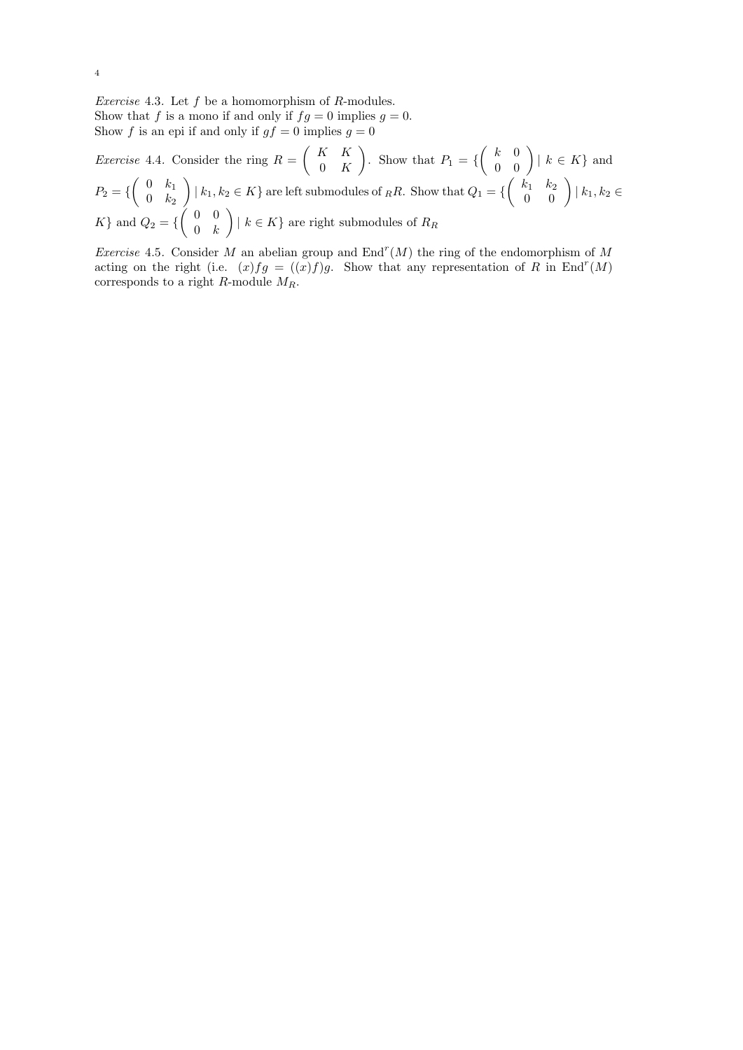*Exercise* 4.3. Let $f$ be a homomorphism of $R$-modules.
Show that $f$ is a mono if and only if $fg = 0$ implies $g = 0$.
Show $f$ is an epi if and only if $gf = 0$ implies $g = 0$

*Exercise* 4.4. Consider the ring $R = \begin{pmatrix} K & K \\ 0 & K \end{pmatrix}$. Show that $P_1 = \{\begin{pmatrix} k & 0 \\ 0 & 0 \end{pmatrix} \mid k \in K\}$ and $P_2 = \{\begin{pmatrix} 0 & k_1 \\ 0 & k_2 \end{pmatrix} \mid k_1, k_2 \in K\}$ are left submodules of ${}_RR$. Show that $Q_1 = \{\begin{pmatrix} k_1 & k_2 \\ 0 & 0 \end{pmatrix} \mid k_1, k_2 \in K\}$ and $Q_2 = \{\begin{pmatrix} 0 & 0 \\ 0 & k \end{pmatrix} \mid k \in K\}$ are right submodules of $R_R$

*Exercise* 4.5. Consider $M$ an abelian group and $\mathrm{End}^r(M)$ the ring of the endomorphism of $M$ acting on the right (i.e. $(x)fg = ((x)f)g$. Show that any representation of $R$ in $\mathrm{End}^r(M)$ corresponds to a right $R$-module $M_R$.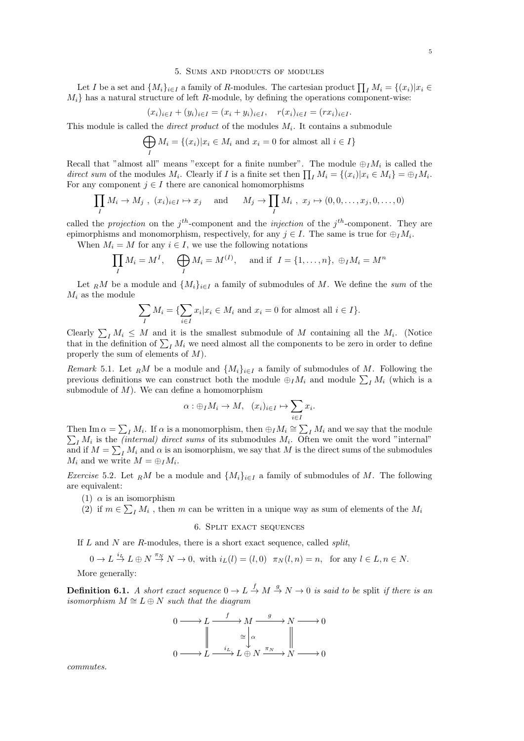## 5. Sums and products of modules

Let $I$ be a set and $\{M_i\}_{i\in I}$ a family of $R$-modules. The cartesian product $\prod_I M_i = \{(x_i) | x_i \in M_i\}$ has a natural structure of left $R$-module, by defining the operations component-wise:

$$(x_i)_{i\in I} + (y_i)_{i\in I} = (x_i + y_i)_{i\in I}, \quad r(x_i)_{i\in I} = (rx_i)_{i\in I}.$$

This module is called the *direct product* of the modules $M_i$. It contains a submodule

$$\bigoplus_I M_i = \{(x_i) | x_i \in M_i \text{ and } x_i = 0 \text{ for almost all } i \in I\}$$

Recall that "almost all" means "except for a finite number". The module $\oplus_I M_i$ is called the *direct sum* of the modules $M_i$. Clearly if $I$ is a finite set then $\prod_I M_i = \{(x_i) | x_i \in M_i\} = \oplus_I M_i$. For any component $j \in I$ there are canonical homomorphisms

$$\prod_I M_i \to M_j \ , \ (x_i)_{i\in I} \mapsto x_j \quad \text{and} \quad M_j \to \prod_I M_i \ , \ x_j \mapsto (0, 0, \ldots, x_j, 0, \ldots, 0)$$

called the *projection* on the $j^{th}$-component and the *injection* of the $j^{th}$-component. They are epimorphisms and monomorphism, respectively, for any $j \in I$. The same is true for $\oplus_I M_i$.

When $M_i = M$ for any $i \in I$, we use the following notations

$$\prod_I M_i = M^I, \quad \bigoplus_I M_i = M^{(I)}, \quad \text{and if } \ I = \{1, \ldots, n\}, \ \oplus_I M_i = M^n$$

Let ${}_R M$ be a module and $\{M_i\}_{i\in I}$ a family of submodules of $M$. We define the *sum* of the $M_i$ as the module

$$\sum_I M_i = \{\sum_{i\in I} x_i | x_i \in M_i \text{ and } x_i = 0 \text{ for almost all } i \in I\}.$$

Clearly $\sum_I M_i \leq M$ and it is the smallest submodule of $M$ containing all the $M_i$. (Notice that in the definition of $\sum_I M_i$ we need almost all the components to be zero in order to define properly the sum of elements of $M$).

*Remark* 5.1. Let ${}_R M$ be a module and $\{M_i\}_{i\in I}$ a family of submodules of $M$. Following the previous definitions we can construct both the module $\oplus_I M_i$ and module $\sum_I M_i$ (which is a submodule of $M$). We can define a homomorphism

$$\alpha : \oplus_I M_i \to M, \quad (x_i)_{i\in I} \mapsto \sum_{i\in I} x_i.$$

Then $\operatorname{Im} \alpha = \sum_I M_i$. If $\alpha$ is a monomorphism, then $\oplus_I M_i \cong \sum_I M_i$ and we say that the module $\sum_I M_i$ is the *(internal) direct sums* of its submodules $M_i$. Often we omit the word "internal" and if $M = \sum_I M_i$ and $\alpha$ is an isomorphism, we say that $M$ is the direct sums of the submodules $M_i$ and we write $M = \oplus_I M_i$.

*Exercise* 5.2. Let ${}_R M$ be a module and $\{M_i\}_{i\in I}$ a family of submodules of $M$. The following are equivalent:

1. $\alpha$ is an isomorphism
2. if $m \in \sum_I M_i$ , then $m$ can be written in a unique way as sum of elements of the $M_i$

## 6. Split exact sequences

If $L$ and $N$ are $R$-modules, there is a short exact sequence, called *split*,

$$0 \to L \xrightarrow{i_L} L \oplus N \xrightarrow{\pi_N} N \to 0, \ \text{with } i_L(l) = (l, 0) \ \ \pi_N(l, n) = n, \ \text{ for any } l \in L, n \in N.$$

More generally:

**Definition 6.1.** *A short exact sequence $0 \to L \xrightarrow{f} M \xrightarrow{g} N \to 0$ is said to be* split *if there is an isomorphism $M \cong L \oplus N$ such that the diagram*

$$\begin{array}{ccccccccc}
0 & \longrightarrow & L & \xrightarrow{f} & M & \xrightarrow{g} & N & \longrightarrow & 0 \\
 & & \| & & \cong \downarrow \alpha & & \| & & \\
0 & \longrightarrow & L & \xrightarrow{i_L} & L \oplus N & \xrightarrow{\pi_N} & N & \longrightarrow & 0
\end{array}$$

*commutes.*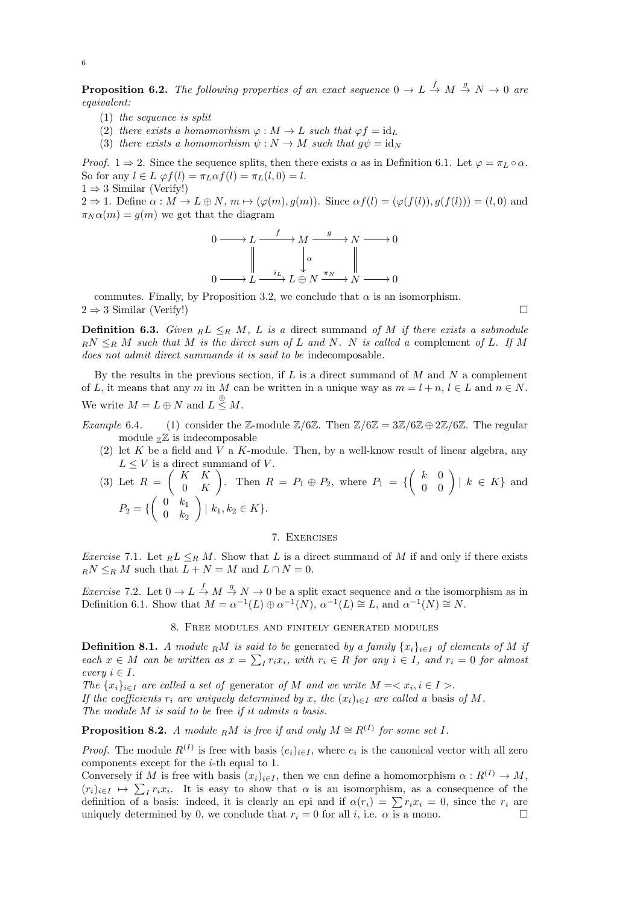**Proposition 6.2.** *The following properties of an exact sequence $0 \to L \xrightarrow{f} M \xrightarrow{g} N \to 0$ are equivalent:*

1. *the sequence is split*
2. *there exists a homomorhism $\varphi : M \to L$ such that $\varphi f = \mathrm{id}_L$*
3. *there exists a homomorhism $\psi : N \to M$ such that $g\psi = \mathrm{id}_N$*

*Proof.* $1 \Rightarrow 2$. Since the sequence splits, then there exists $\alpha$ as in Definition 6.1. Let $\varphi = \pi_L \circ \alpha$. So for any $l \in L$ $\varphi f(l) = \pi_L \alpha f(l) = \pi_L(l, 0) = l$.
$1 \Rightarrow 3$ Similar (Verify!)
$2 \Rightarrow 1$. Define $\alpha : M \to L \oplus N$, $m \mapsto (\varphi(m), g(m))$. Since $\alpha f(l) = (\varphi(f(l)), g(f(l))) = (l, 0)$ and $\pi_N \alpha(m) = g(m)$ we get that the diagram

$$\begin{array}{ccccccccc}
0 & \longrightarrow & L & \xrightarrow{f} & M & \xrightarrow{g} & N & \longrightarrow & 0 \\
 & & \| & & \downarrow \alpha & & \| & & \\
0 & \longrightarrow & L & \xrightarrow{i_L} & L \oplus N & \xrightarrow{\pi_N} & N & \longrightarrow & 0
\end{array}$$

commutes. Finally, by Proposition 3.2, we conclude that $\alpha$ is an isomorphism.
$2 \Rightarrow 3$ Similar (Verify!) $\square$

**Definition 6.3.** *Given ${}_RL \leq_R M$, $L$ is a* direct summand *of $M$ if there exists a submodule ${}_RN \leq_R M$ such that $M$ is the direct sum of $L$ and $N$. $N$ is called a* complement *of $L$. If $M$ does not admit direct summands it is said to be* indecomposable.

By the results in the previous section, if $L$ is a direct summand of $M$ and $N$ a complement of $L$, it means that any $m$ in $M$ can be written in a unique way as $m = l + n$, $l \in L$ and $n \in N$. We write $M = L \oplus N$ and $L \overset{\oplus}{\leq} M$.

*Example* 6.4.
1. consider the $\mathbb{Z}$-module $\mathbb{Z}/6\mathbb{Z}$. Then $\mathbb{Z}/6\mathbb{Z} = 3\mathbb{Z}/6\mathbb{Z} \oplus 2\mathbb{Z}/6\mathbb{Z}$. The regular module ${}_{\mathbb{Z}}\mathbb{Z}$ is indecomposable
2. let $K$ be a field and $V$ a $K$-module. Then, by a well-know result of linear algebra, any $L \leq V$ is a direct summand of $V$.
3. Let $R = \begin{pmatrix} K & K \\ 0 & K \end{pmatrix}$. Then $R = P_1 \oplus P_2$, where $P_1 = \{\begin{pmatrix} k & 0 \\ 0 & 0 \end{pmatrix} \mid k \in K\}$ and $P_2 = \{\begin{pmatrix} 0 & k_1 \\ 0 & k_2 \end{pmatrix} \mid k_1, k_2 \in K\}$.

## 7. Exercises

*Exercise* 7.1. Let ${}_RL \leq_R M$. Show that $L$ is a direct summand of $M$ if and only if there exists ${}_RN \leq_R M$ such that $L + N = M$ and $L \cap N = 0$.

*Exercise* 7.2. Let $0 \to L \xrightarrow{f} M \xrightarrow{g} N \to 0$ be a split exact sequence and $\alpha$ the isomorphism as in Definition 6.1. Show that $M = \alpha^{-1}(L) \oplus \alpha^{-1}(N)$, $\alpha^{-1}(L) \cong L$, and $\alpha^{-1}(N) \cong N$.

## 8. Free modules and finitely generated modules

**Definition 8.1.** *A module ${}_RM$ is said to be* generated *by a family $\{x_i\}_{i \in I}$ of elements of $M$ if each $x \in M$ can be written as $x = \sum_I r_i x_i$, with $r_i \in R$ for any $i \in I$, and $r_i = 0$ for almost every $i \in I$.*
*The $\{x_i\}_{i \in I}$ are called a set of* generator *of $M$ and we write $M = < x_i, i \in I >$.*
*If the coefficients $r_i$ are uniquely determined by $x$, the $(x_i)_{i \in I}$ are called a* basis *of $M$.*
*The module $M$ is said to be* free *if it admits a basis.*

**Proposition 8.2.** *A module ${}_RM$ is free if and only $M \cong R^{(I)}$ for some set $I$.*

*Proof.* The module $R^{(I)}$ is free with basis $(e_i)_{i \in I}$, where $e_i$ is the canonical vector with all zero components except for the $i$-th equal to 1.
Conversely if $M$ is free with basis $(x_i)_{i \in I}$, then we can define a homomorphism $\alpha : R^{(I)} \to M$, $(r_i)_{i \in I} \mapsto \sum_I r_i x_i$. It is easy to show that $\alpha$ is an isomorphism, as a consequence of the definition of a basis: indeed, it is clearly an epi and if $\alpha(r_i) = \sum r_i x_i = 0$, since the $r_i$ are uniquely determined by 0, we conclude that $r_i = 0$ for all $i$, i.e. $\alpha$ is a mono. $\square$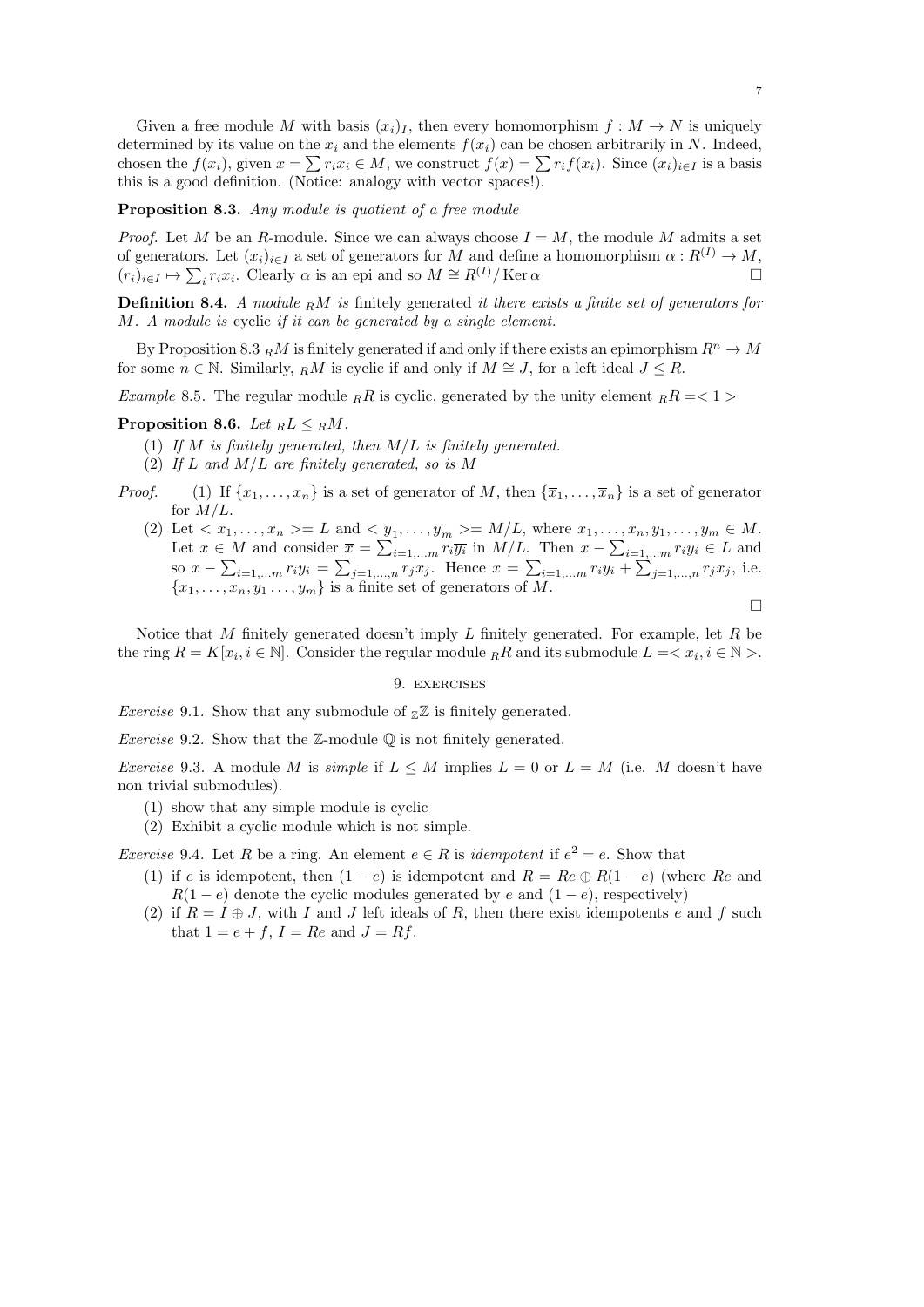Given a free module $M$ with basis $(x_i)_I$, then every homomorphism $f : M \to N$ is uniquely determined by its value on the $x_i$ and the elements $f(x_i)$ can be chosen arbitrarily in $N$. Indeed, chosen the $f(x_i)$, given $x = \sum r_i x_i \in M$, we construct $f(x) = \sum r_i f(x_i)$. Since $(x_i)_{i \in I}$ is a basis this is a good definition. (Notice: analogy with vector spaces!).

**Proposition 8.3.** *Any module is quotient of a free module*

*Proof.* Let $M$ be an $R$-module. Since we can always choose $I = M$, the module $M$ admits a set of generators. Let $(x_i)_{i \in I}$ a set of generators for $M$ and define a homomorphism $\alpha : R^{(I)} \to M$, $(r_i)_{i \in I} \mapsto \sum_i r_i x_i$. Clearly $\alpha$ is an epi and so $M \cong R^{(I)} / \operatorname{Ker} \alpha$ □

**Definition 8.4.** *A module ${}_RM$ is* finitely generated *it there exists a finite set of generators for $M$. A module is* cyclic *if it can be generated by a single element.*

By Proposition 8.3 ${}_RM$ is finitely generated if and only if there exists an epimorphism $R^n \to M$ for some $n \in \mathbb{N}$. Similarly, ${}_RM$ is cyclic if and only if $M \cong J$, for a left ideal $J \leq R$.

*Example* 8.5. The regular module ${}_RR$ is cyclic, generated by the unity element ${}_RR =< 1 >$

**Proposition 8.6.** *Let ${}_RL \leq {}_RM$.*

1. *If $M$ is finitely generated, then $M/L$ is finitely generated.*
2. *If $L$ and $M/L$ are finitely generated, so is $M$*

*Proof.*
1. If $\{x_1, \ldots, x_n\}$ is a set of generator of $M$, then $\{\overline{x}_1, \ldots, \overline{x}_n\}$ is a set of generator for $M/L$.
2. Let $< x_1, \ldots, x_n >= L$ and $< \overline{y}_1, \ldots, \overline{y}_m >= M/L$, where $x_1, \ldots, x_n, y_1, \ldots, y_m \in M$. Let $x \in M$ and consider $\overline{x} = \sum_{i=1,\ldots m} r_i \overline{y_i}$ in $M/L$. Then $x - \sum_{i=1,\ldots m} r_i y_i \in L$ and so $x - \sum_{i=1,\ldots m} r_i y_i = \sum_{j=1,\ldots,n} r_j x_j$. Hence $x = \sum_{i=1,\ldots m} r_i y_i + \sum_{j=1,\ldots,n} r_j x_j$, i.e. $\{x_1, \ldots, x_n, y_1 \ldots, y_m\}$ is a finite set of generators of $M$.

□

Notice that $M$ finitely generated doesn't imply $L$ finitely generated. For example, let $R$ be the ring $R = K[x_i, i \in \mathbb{N}]$. Consider the regular module ${}_RR$ and its submodule $L =< x_i, i \in \mathbb{N} >$.

## 9. exercises

*Exercise* 9.1. Show that any submodule of ${}_{\mathbb{Z}}\mathbb{Z}$ is finitely generated.

*Exercise* 9.2. Show that the $\mathbb{Z}$-module $\mathbb{Q}$ is not finitely generated.

*Exercise* 9.3. A module $M$ is *simple* if $L \leq M$ implies $L = 0$ or $L = M$ (i.e. $M$ doesn't have non trivial submodules).

1. show that any simple module is cyclic
2. Exhibit a cyclic module which is not simple.

*Exercise* 9.4. Let $R$ be a ring. An element $e \in R$ is *idempotent* if $e^2 = e$. Show that

1. if $e$ is idempotent, then $(1 - e)$ is idempotent and $R = Re \oplus R(1 - e)$ (where $Re$ and $R(1 - e)$ denote the cyclic modules generated by $e$ and $(1 - e)$, respectively)
2. if $R = I \oplus J$, with $I$ and $J$ left ideals of $R$, then there exist idempotents $e$ and $f$ such that $1 = e + f$, $I = Re$ and $J = Rf$.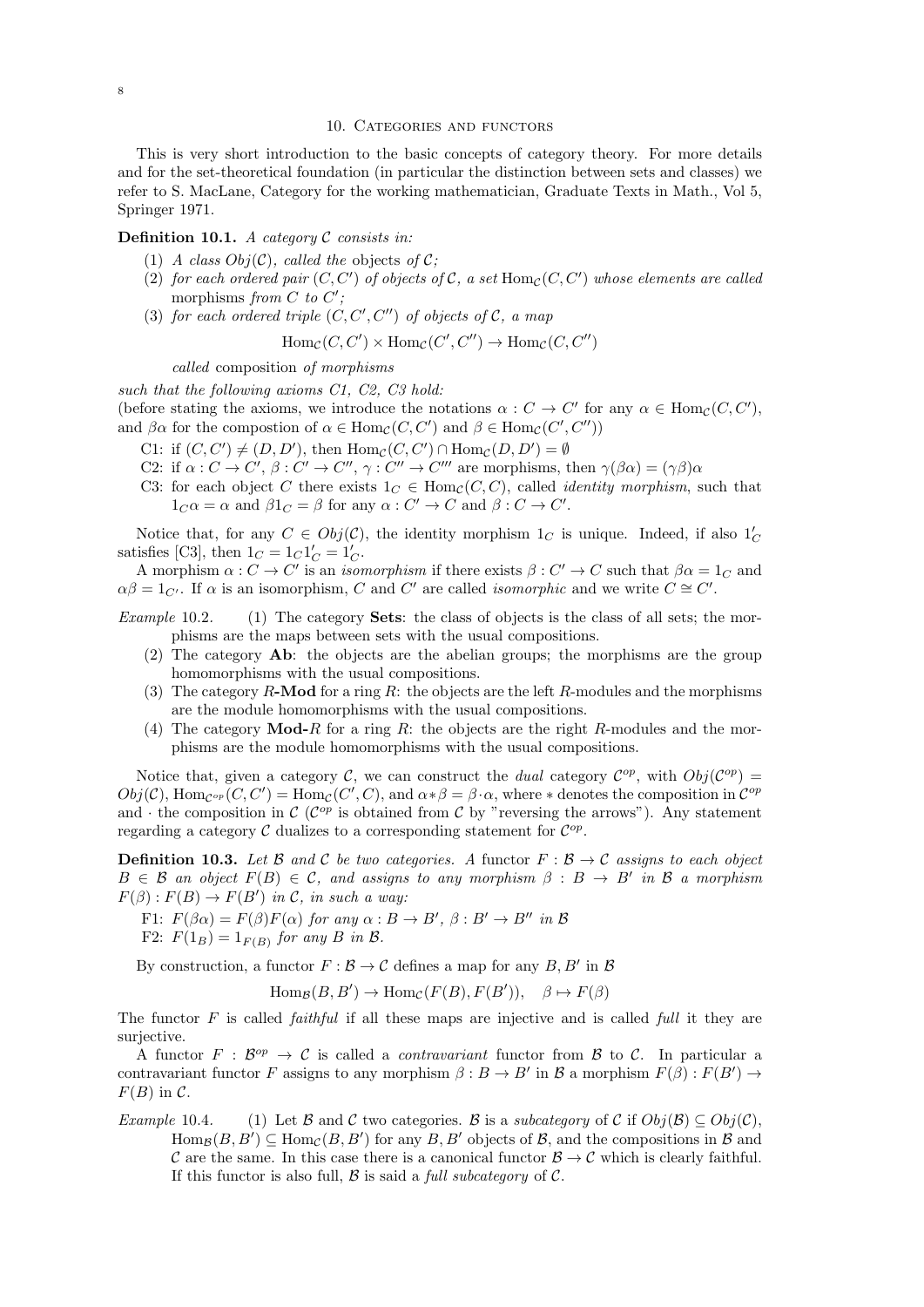## 10. Categories and functors

This is very short introduction to the basic concepts of category theory. For more details and for the set-theoretical foundation (in particular the distinction between sets and classes) we refer to S. MacLane, Category for the working mathematician, Graduate Texts in Math., Vol 5, Springer 1971.

**Definition 10.1.** *A category $\mathcal{C}$ consists in:*

1. *A class $Obj(\mathcal{C})$, called the* objects *of $\mathcal{C}$;*
2. *for each ordered pair $(C, C')$ of objects of $\mathcal{C}$, a set $\mathrm{Hom}_{\mathcal{C}}(C, C')$ whose elements are called* morphisms *from $C$ to $C'$;*
3. *for each ordered triple $(C, C', C'')$ of objects of $\mathcal{C}$, a map*
$$\mathrm{Hom}_{\mathcal{C}}(C, C') \times \mathrm{Hom}_{\mathcal{C}}(C', C'') \to \mathrm{Hom}_{\mathcal{C}}(C, C'')$$
*called* composition *of morphisms*

*such that the following axioms C1, C2, C3 hold:*
(before stating the axioms, we introduce the notations $\alpha : C \to C'$ for any $\alpha \in \mathrm{Hom}_{\mathcal{C}}(C, C')$, and $\beta\alpha$ for the compostion of $\alpha \in \mathrm{Hom}_{\mathcal{C}}(C, C')$ and $\beta \in \mathrm{Hom}_{\mathcal{C}}(C', C'')$)

- C1: if $(C, C') \neq (D, D')$, then $\mathrm{Hom}_{\mathcal{C}}(C, C') \cap \mathrm{Hom}_{\mathcal{C}}(D, D') = \emptyset$
- C2: if $\alpha : C \to C'$, $\beta : C' \to C''$, $\gamma : C'' \to C'''$ are morphisms, then $\gamma(\beta\alpha) = (\gamma\beta)\alpha$
- C3: for each object $C$ there exists $1_C \in \mathrm{Hom}_{\mathcal{C}}(C, C)$, called *identity morphism*, such that $1_C\alpha = \alpha$ and $\beta 1_C = \beta$ for any $\alpha : C' \to C$ and $\beta : C \to C'$.

Notice that, for any $C \in Obj(\mathcal{C})$, the identity morphism $1_C$ is unique. Indeed, if also $1'_C$ satisfies [C3], then $1_C = 1_C 1'_C = 1'_C$.

A morphism $\alpha : C \to C'$ is an *isomorphism* if there exists $\beta : C' \to C$ such that $\beta\alpha = 1_C$ and $\alpha\beta = 1_{C'}$. If $\alpha$ is an isomorphism, $C$ and $C'$ are called *isomorphic* and we write $C \cong C'$.

*Example* 10.2.

1. The category **Sets**: the class of objects is the class of all sets; the morphisms are the maps between sets with the usual compositions.
2. The category **Ab**: the objects are the abelian groups; the morphisms are the group homomorphisms with the usual compositions.
3. The category $R$-**Mod** for a ring $R$: the objects are the left $R$-modules and the morphisms are the module homomorphisms with the usual compositions.
4. The category **Mod**-$R$ for a ring $R$: the objects are the right $R$-modules and the morphisms are the module homomorphisms with the usual compositions.

Notice that, given a category $\mathcal{C}$, we can construct the *dual* category $\mathcal{C}^{op}$, with $Obj(\mathcal{C}^{op}) = Obj(\mathcal{C})$, $\mathrm{Hom}_{\mathcal{C}^{op}}(C, C') = \mathrm{Hom}_{\mathcal{C}}(C', C)$, and $\alpha * \beta = \beta \cdot \alpha$, where $*$ denotes the composition in $\mathcal{C}^{op}$ and $\cdot$ the composition in $\mathcal{C}$ ($\mathcal{C}^{op}$ is obtained from $\mathcal{C}$ by "reversing the arrows"). Any statement regarding a category $\mathcal{C}$ dualizes to a corresponding statement for $\mathcal{C}^{op}$.

**Definition 10.3.** *Let $\mathcal{B}$ and $\mathcal{C}$ be two categories. A* functor *$F : \mathcal{B} \to \mathcal{C}$ assigns to each object $B \in \mathcal{B}$ an object $F(B) \in \mathcal{C}$, and assigns to any morphism $\beta : B \to B'$ in $\mathcal{B}$ a morphism $F(\beta) : F(B) \to F(B')$ in $\mathcal{C}$, in such a way:*

- F1: *$F(\beta\alpha) = F(\beta)F(\alpha)$ for any $\alpha : B \to B'$, $\beta : B' \to B''$ in $\mathcal{B}$*
- F2: *$F(1_B) = 1_{F(B)}$ for any $B$ in $\mathcal{B}$.*

By construction, a functor $F : \mathcal{B} \to \mathcal{C}$ defines a map for any $B, B'$ in $\mathcal{B}$

$$\mathrm{Hom}_{\mathcal{B}}(B, B') \to \mathrm{Hom}_{\mathcal{C}}(F(B), F(B')), \quad \beta \mapsto F(\beta)$$

The functor $F$ is called *faithful* if all these maps are injective and is called *full* it they are surjective.

A functor $F : \mathcal{B}^{op} \to \mathcal{C}$ is called a *contravariant* functor from $\mathcal{B}$ to $\mathcal{C}$. In particular a contravariant functor $F$ assigns to any morphism $\beta : B \to B'$ in $\mathcal{B}$ a morphism $F(\beta) : F(B') \to F(B)$ in $\mathcal{C}$.

*Example* 10.4.

1. Let $\mathcal{B}$ and $\mathcal{C}$ two categories. $\mathcal{B}$ is a *subcategory* of $\mathcal{C}$ if $Obj(\mathcal{B}) \subseteq Obj(\mathcal{C})$, $\mathrm{Hom}_{\mathcal{B}}(B, B') \subseteq \mathrm{Hom}_{\mathcal{C}}(B, B')$ for any $B, B'$ objects of $\mathcal{B}$, and the compositions in $\mathcal{B}$ and $\mathcal{C}$ are the same. In this case there is a canonical functor $\mathcal{B} \to \mathcal{C}$ which is clearly faithful. If this functor is also full, $\mathcal{B}$ is said a *full subcategory* of $\mathcal{C}$.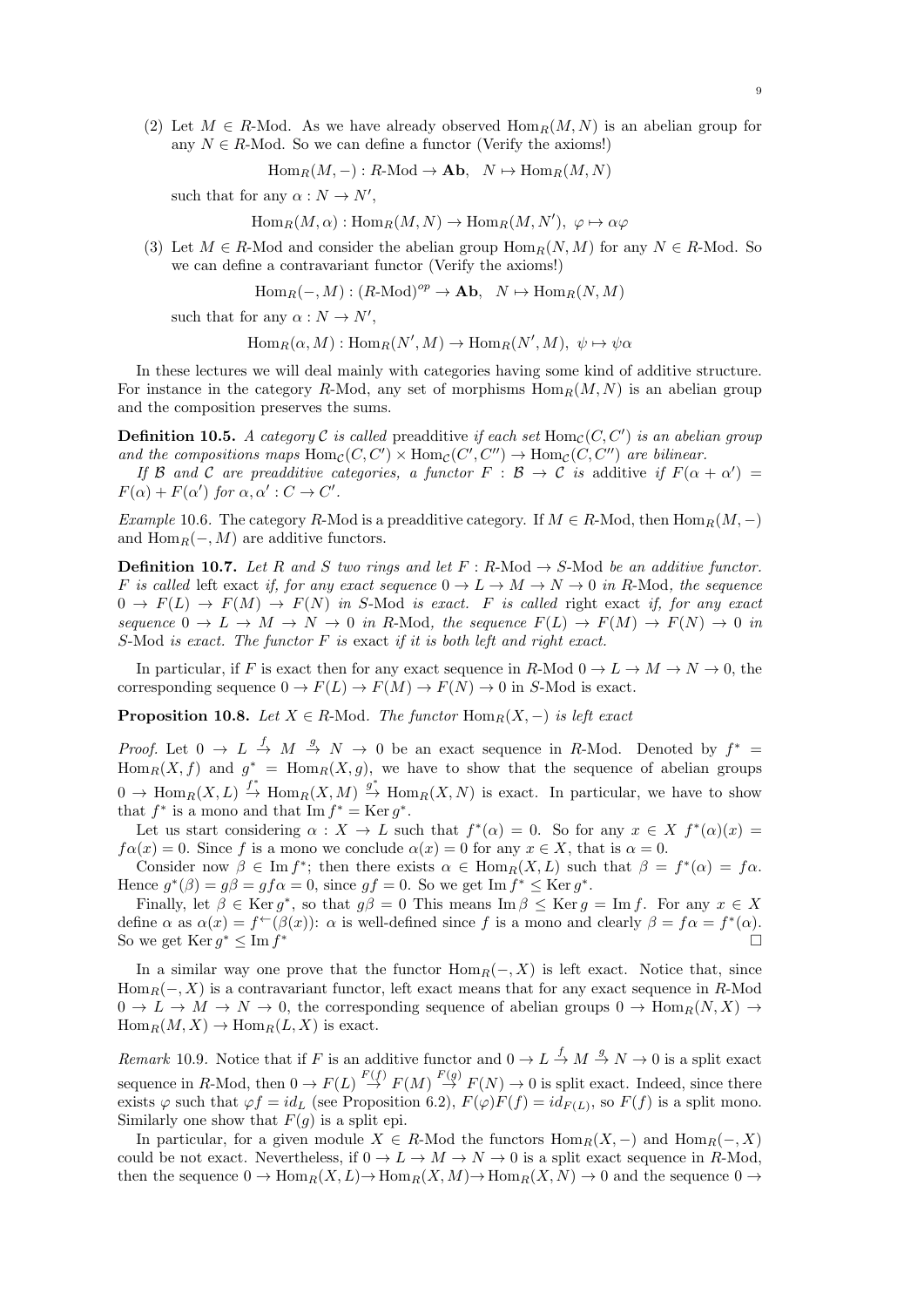(2) Let $M \in R$-Mod. As we have already observed $\operatorname{Hom}_R(M,N)$ is an abelian group for any $N \in R$-Mod. So we can define a functor (Verify the axioms!)

$$\operatorname{Hom}_R(M,-) : R\text{-Mod} \to \mathbf{Ab}, \quad N \mapsto \operatorname{Hom}_R(M,N)$$

such that for any $\alpha : N \to N'$,

$$\operatorname{Hom}_R(M,\alpha) : \operatorname{Hom}_R(M,N) \to \operatorname{Hom}_R(M,N'), \ \varphi \mapsto \alpha\varphi$$

(3) Let $M \in R$-Mod and consider the abelian group $\operatorname{Hom}_R(N,M)$ for any $N \in R$-Mod. So we can define a contravariant functor (Verify the axioms!)

$$\operatorname{Hom}_R(-,M) : (R\text{-Mod})^{op} \to \mathbf{Ab}, \quad N \mapsto \operatorname{Hom}_R(N,M)$$

such that for any $\alpha : N \to N'$,

$$\operatorname{Hom}_R(\alpha,M) : \operatorname{Hom}_R(N',M) \to \operatorname{Hom}_R(N',M), \ \psi \mapsto \psi\alpha$$

In these lectures we will deal mainly with categories having some kind of additive structure. For instance in the category $R$-Mod, any set of morphisms $\operatorname{Hom}_R(M,N)$ is an abelian group and the composition preserves the sums.

**Definition 10.5.** *A category $\mathcal{C}$ is called* preadditive *if each set $\operatorname{Hom}_{\mathcal{C}}(C,C')$ is an abelian group and the compositions maps $\operatorname{Hom}_{\mathcal{C}}(C,C') \times \operatorname{Hom}_{\mathcal{C}}(C',C'') \to \operatorname{Hom}_{\mathcal{C}}(C,C'')$ are bilinear.*

*If $\mathcal{B}$ and $\mathcal{C}$ are preadditive categories, a functor $F : \mathcal{B} \to \mathcal{C}$ is* additive *if $F(\alpha + \alpha') = F(\alpha) + F(\alpha')$ for $\alpha, \alpha' : C \to C'$.*

*Example* 10.6. The category $R$-Mod is a preadditive category. If $M \in R$-Mod, then $\operatorname{Hom}_R(M,-)$ and $\operatorname{Hom}_R(-,M)$ are additive functors.

**Definition 10.7.** *Let $R$ and $S$ two rings and let $F : R\text{-Mod} \to S\text{-Mod}$ be an additive functor. $F$ is called* left exact *if, for any exact sequence $0 \to L \to M \to N \to 0$ in $R$-Mod, the sequence $0 \to F(L) \to F(M) \to F(N)$ in $S$-Mod is exact. $F$ is called* right exact *if, for any exact sequence $0 \to L \to M \to N \to 0$ in $R$-Mod, the sequence $F(L) \to F(M) \to F(N) \to 0$ in $S$-Mod is exact. The functor $F$ is* exact *if it is both left and right exact.*

In particular, if $F$ is exact then for any exact sequence in $R$-Mod $0 \to L \to M \to N \to 0$, the corresponding sequence $0 \to F(L) \to F(M) \to F(N) \to 0$ in $S$-Mod is exact.

**Proposition 10.8.** *Let $X \in R$-Mod. The functor $\operatorname{Hom}_R(X,-)$ is left exact*

*Proof.* Let $0 \to L \overset{f}{\to} M \overset{g}{\to} N \to 0$ be an exact sequence in $R$-Mod. Denoted by $f^* = \operatorname{Hom}_R(X,f)$ and $g^* = \operatorname{Hom}_R(X,g)$, we have to show that the sequence of abelian groups $0 \to \operatorname{Hom}_R(X,L) \overset{f^*}{\to} \operatorname{Hom}_R(X,M) \overset{g^*}{\to} \operatorname{Hom}_R(X,N)$ is exact. In particular, we have to show that $f^*$ is a mono and that $\operatorname{Im} f^* = \operatorname{Ker} g^*$.

Let us start considering $\alpha : X \to L$ such that $f^*(\alpha) = 0$. So for any $x \in X$ $f^*(\alpha)(x) = f\alpha(x) = 0$. Since $f$ is a mono we conclude $\alpha(x) = 0$ for any $x \in X$, that is $\alpha = 0$.

Consider now $\beta \in \operatorname{Im} f^*$; then there exists $\alpha \in \operatorname{Hom}_R(X,L)$ such that $\beta = f^*(\alpha) = f\alpha$. Hence $g^*(\beta) = g\beta = gf\alpha = 0$, since $gf = 0$. So we get $\operatorname{Im} f^* \leq \operatorname{Ker} g^*$.

Finally, let $\beta \in \operatorname{Ker} g^*$, so that $g\beta = 0$ This means $\operatorname{Im} \beta \leq \operatorname{Ker} g = \operatorname{Im} f$. For any $x \in X$ define $\alpha$ as $\alpha(x) = f^{\leftarrow}(\beta(x))$: $\alpha$ is well-defined since $f$ is a mono and clearly $\beta = f\alpha = f^*(\alpha)$. So we get $\operatorname{Ker} g^* \leq \operatorname{Im} f^*$ □

In a similar way one prove that the functor $\operatorname{Hom}_R(-,X)$ is left exact. Notice that, since $\operatorname{Hom}_R(-,X)$ is a contravariant functor, left exact means that for any exact sequence in $R$-Mod $0 \to L \to M \to N \to 0$, the corresponding sequence of abelian groups $0 \to \operatorname{Hom}_R(N,X) \to \operatorname{Hom}_R(M,X) \to \operatorname{Hom}_R(L,X)$ is exact.

*Remark* 10.9. Notice that if $F$ is an additive functor and $0 \to L \overset{f}{\to} M \overset{g}{\to} N \to 0$ is a split exact sequence in $R$-Mod, then $0 \to F(L) \overset{F(f)}{\to} F(M) \overset{F(g)}{\to} F(N) \to 0$ is split exact. Indeed, since there exists $\varphi$ such that $\varphi f = id_L$ (see Proposition 6.2), $F(\varphi)F(f) = id_{F(L)}$, so $F(f)$ is a split mono. Similarly one show that $F(g)$ is a split epi.

In particular, for a given module $X \in R$-Mod the functors $\operatorname{Hom}_R(X,-)$ and $\operatorname{Hom}_R(-,X)$ could be not exact. Nevertheless, if $0 \to L \to M \to N \to 0$ is a split exact sequence in $R$-Mod, then the sequence $0 \to \operatorname{Hom}_R(X,L) \to \operatorname{Hom}_R(X,M) \to \operatorname{Hom}_R(X,N) \to 0$ and the sequence $0 \to$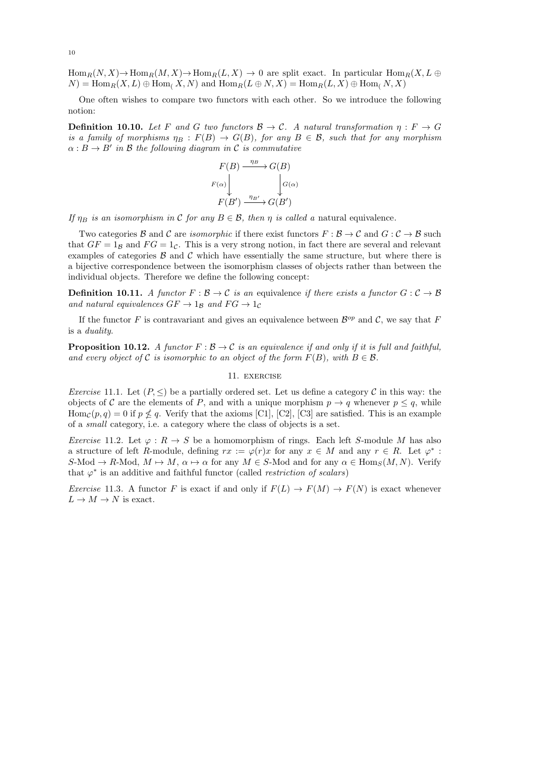$\mathrm{Hom}_R(N,X)\to\mathrm{Hom}_R(M,X)\to\mathrm{Hom}_R(L,X)\to 0$ are split exact. In particular $\mathrm{Hom}_R(X,L\oplus N)=\mathrm{Hom}_R(X,L)\oplus\mathrm{Hom}_(X,N)$ and $\mathrm{Hom}_R(L\oplus N,X)=\mathrm{Hom}_R(L,X)\oplus\mathrm{Hom}_(N,X)$

One often wishes to compare two functors with each other. So we introduce the following notion:

**Definition 10.10.** *Let $F$ and $G$ two functors $\mathcal{B}\to\mathcal{C}$. A natural transformation $\eta: F\to G$ is a family of morphisms $\eta_B: F(B)\to G(B)$, for any $B\in\mathcal{B}$, such that for any morphism $\alpha: B\to B'$ in $\mathcal{B}$ the following diagram in $\mathcal{C}$ is commutative*

$$\begin{array}{ccc} F(B) & \xrightarrow{\eta_B} & G(B) \\ {\scriptstyle F(\alpha)}\downarrow & & \downarrow{\scriptstyle G(\alpha)} \\ F(B') & \xrightarrow{\eta_{B'}} & G(B') \end{array}$$

*If $\eta_B$ is an isomorphism in $\mathcal{C}$ for any $B\in\mathcal{B}$, then $\eta$ is called a* natural equivalence.

Two categories $\mathcal{B}$ and $\mathcal{C}$ are *isomorphic* if there exist functors $F:\mathcal{B}\to\mathcal{C}$ and $G:\mathcal{C}\to\mathcal{B}$ such that $GF=1_{\mathcal{B}}$ and $FG=1_{\mathcal{C}}$. This is a very strong notion, in fact there are several and relevant examples of categories $\mathcal{B}$ and $\mathcal{C}$ which have essentially the same structure, but where there is a bijective correspondence between the isomorphism classes of objects rather than between the individual objects. Therefore we define the following concept:

**Definition 10.11.** *A functor $F:\mathcal{B}\to\mathcal{C}$ is an* equivalence *if there exists a functor $G:\mathcal{C}\to\mathcal{B}$ and natural equivalences $GF\to 1_{\mathcal{B}}$ and $FG\to 1_{\mathcal{C}}$*

If the functor $F$ is contravariant and gives an equivalence between $\mathcal{B}^{op}$ and $\mathcal{C}$, we say that $F$ is a *duality*.

**Proposition 10.12.** *A functor $F:\mathcal{B}\to\mathcal{C}$ is an equivalence if and only if it is full and faithful, and every object of $\mathcal{C}$ is isomorphic to an object of the form $F(B)$, with $B\in\mathcal{B}$.*

## 11. exercise

*Exercise* 11.1. Let $(P,\leq)$ be a partially ordered set. Let us define a category $\mathcal{C}$ in this way: the objects of $\mathcal{C}$ are the elements of $P$, and with a unique morphism $p\to q$ whenever $p\leq q$, while $\mathrm{Hom}_{\mathcal{C}}(p,q)=0$ if $p\not\leq q$. Verify that the axioms [C1], [C2], [C3] are satisfied. This is an example of a *small* category, i.e. a category where the class of objects is a set.

*Exercise* 11.2. Let $\varphi: R\to S$ be a homomorphism of rings. Each left $S$-module $M$ has also a structure of left $R$-module, defining $rx:=\varphi(r)x$ for any $x\in M$ and any $r\in R$. Let $\varphi^*: S\text{-Mod}\to R\text{-Mod}$, $M\mapsto M$, $\alpha\mapsto\alpha$ for any $M\in S\text{-Mod}$ and for any $\alpha\in\mathrm{Hom}_S(M,N)$. Verify that $\varphi^*$ is an additive and faithful functor (called *restriction of scalars*)

*Exercise* 11.3. A functor $F$ is exact if and only if $F(L)\to F(M)\to F(N)$ is exact whenever $L\to M\to N$ is exact.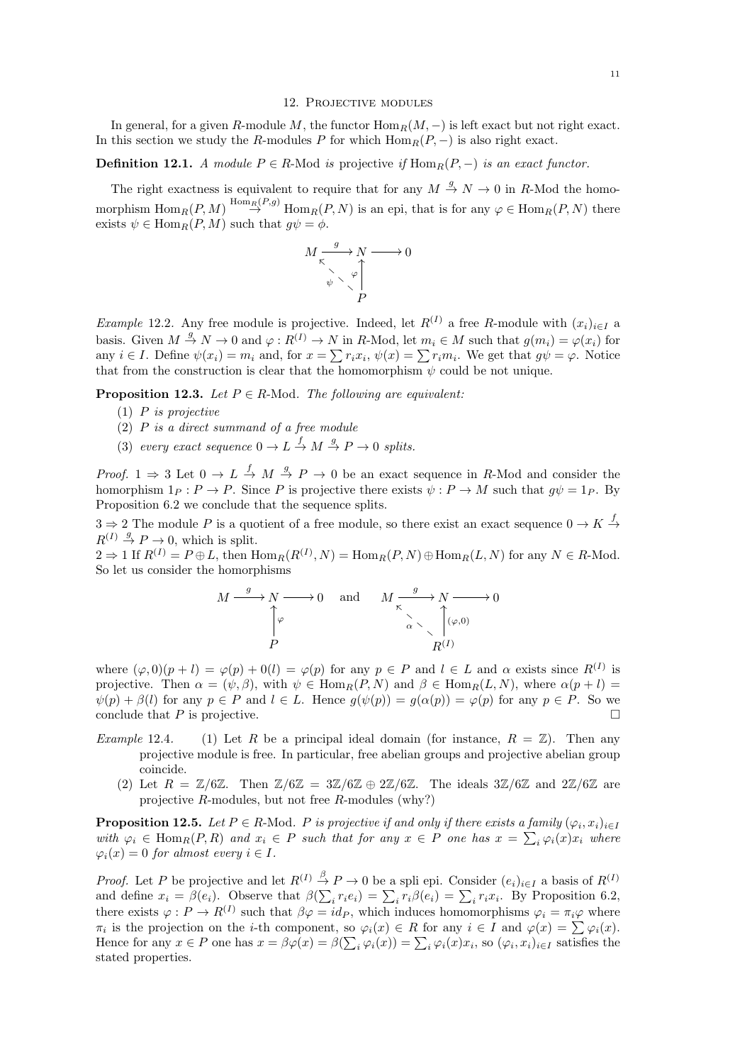## 12. Projective modules

In general, for a given $R$-module $M$, the functor $\operatorname{Hom}_R(M,-)$ is left exact but not right exact. In this section we study the $R$-modules $P$ for which $\operatorname{Hom}_R(P,-)$ is also right exact.

**Definition 12.1.** *A module $P \in R$-Mod is* projective *if $\operatorname{Hom}_R(P,-)$ is an exact functor.*

The right exactness is equivalent to require that for any $M \xrightarrow{g} N \to 0$ in $R$-Mod the homomorphism $\operatorname{Hom}_R(P,M) \xrightarrow{\operatorname{Hom}_R(P,g)} \operatorname{Hom}_R(P,N)$ is an epi, that is for any $\varphi \in \operatorname{Hom}_R(P,N)$ there exists $\psi \in \operatorname{Hom}_R(P,M)$ such that $g\psi = \phi$.

$$
\begin{array}{ccccc}
M & \xrightarrow{g} & N & \longrightarrow & 0 \\
 & {\scriptstyle\psi}\nwarrow & \uparrow{\scriptstyle\varphi} & & \\
 & & P & &
\end{array}
$$

*Example* 12.2. Any free module is projective. Indeed, let $R^{(I)}$ a free $R$-module with $(x_i)_{i\in I}$ a basis. Given $M \xrightarrow{g} N \to 0$ and $\varphi : R^{(I)} \to N$ in $R$-Mod, let $m_i \in M$ such that $g(m_i) = \varphi(x_i)$ for any $i \in I$. Define $\psi(x_i) = m_i$ and, for $x = \sum r_i x_i$, $\psi(x) = \sum r_i m_i$. We get that $g\psi = \varphi$. Notice that from the construction is clear that the homomorphism $\psi$ could be not unique.

**Proposition 12.3.** *Let $P \in R$-Mod. The following are equivalent:*

1. *$P$ is projective*
2. *$P$ is a direct summand of a free module*
3. *every exact sequence $0 \to L \xrightarrow{f} M \xrightarrow{g} P \to 0$ splits.*

*Proof.* $1 \Rightarrow 3$ Let $0 \to L \xrightarrow{f} M \xrightarrow{g} P \to 0$ be an exact sequence in $R$-Mod and consider the homorphism $1_P : P \to P$. Since $P$ is projective there exists $\psi : P \to M$ such that $g\psi = 1_P$. By Proposition 6.2 we conclude that the sequence splits.

$3 \Rightarrow 2$ The module $P$ is a quotient of a free module, so there exist an exact sequence $0 \to K \xrightarrow{f} R^{(I)} \xrightarrow{g} P \to 0$, which is split.

$2 \Rightarrow 1$ If $R^{(I)} = P \oplus L$, then $\operatorname{Hom}_R(R^{(I)}, N) = \operatorname{Hom}_R(P,N) \oplus \operatorname{Hom}_R(L,N)$ for any $N \in R$-Mod. So let us consider the homorphisms

$$
\begin{array}{ccccc}
M & \xrightarrow{g} & N & \longrightarrow & 0 \\
 & & \uparrow{\scriptstyle\varphi} & & \\
 & & P & &
\end{array}
\quad \text{and} \quad
\begin{array}{ccccc}
M & \xrightarrow{g} & N & \longrightarrow & 0 \\
 & {\scriptstyle\alpha}\nwarrow & \uparrow{\scriptstyle(\varphi,0)} & & \\
 & & R^{(I)} & &
\end{array}
$$

where $(\varphi, 0)(p + l) = \varphi(p) + 0(l) = \varphi(p)$ for any $p \in P$ and $l \in L$ and $\alpha$ exists since $R^{(I)}$ is projective. Then $\alpha = (\psi, \beta)$, with $\psi \in \operatorname{Hom}_R(P,N)$ and $\beta \in \operatorname{Hom}_R(L,N)$, where $\alpha(p+l) = \psi(p) + \beta(l)$ for any $p \in P$ and $l \in L$. Hence $g(\psi(p)) = g(\alpha(p)) = \varphi(p)$ for any $p \in P$. So we conclude that $P$ is projective. $\square$

*Example* 12.4.
1. Let $R$ be a principal ideal domain (for instance, $R = \mathbb{Z}$). Then any projective module is free. In particular, free abelian groups and projective abelian group coincide.
2. Let $R = \mathbb{Z}/6\mathbb{Z}$. Then $\mathbb{Z}/6\mathbb{Z} = 3\mathbb{Z}/6\mathbb{Z} \oplus 2\mathbb{Z}/6\mathbb{Z}$. The ideals $3\mathbb{Z}/6\mathbb{Z}$ and $2\mathbb{Z}/6\mathbb{Z}$ are projective $R$-modules, but not free $R$-modules (why?)

**Proposition 12.5.** *Let $P \in R$-Mod. $P$ is projective if and only if there exists a family $(\varphi_i, x_i)_{i\in I}$ with $\varphi_i \in \operatorname{Hom}_R(P,R)$ and $x_i \in P$ such that for any $x \in P$ one has $x = \sum_i \varphi_i(x) x_i$ where $\varphi_i(x) = 0$ for almost every $i \in I$.*

*Proof.* Let $P$ be projective and let $R^{(I)} \xrightarrow{\beta} P \to 0$ be a spli epi. Consider $(e_i)_{i\in I}$ a basis of $R^{(I)}$ and define $x_i = \beta(e_i)$. Observe that $\beta(\sum_i r_i e_i) = \sum_i r_i \beta(e_i) = \sum_i r_i x_i$. By Proposition 6.2, there exists $\varphi : P \to R^{(I)}$ such that $\beta\varphi = id_P$, which induces homomorphisms $\varphi_i = \pi_i \varphi$ where $\pi_i$ is the projection on the $i$-th component, so $\varphi_i(x) \in R$ for any $i \in I$ and $\varphi(x) = \sum \varphi_i(x)$. Hence for any $x \in P$ one has $x = \beta\varphi(x) = \beta(\sum_i \varphi_i(x)) = \sum_i \varphi_i(x) x_i$, so $(\varphi_i, x_i)_{i\in I}$ satisfies the stated properties.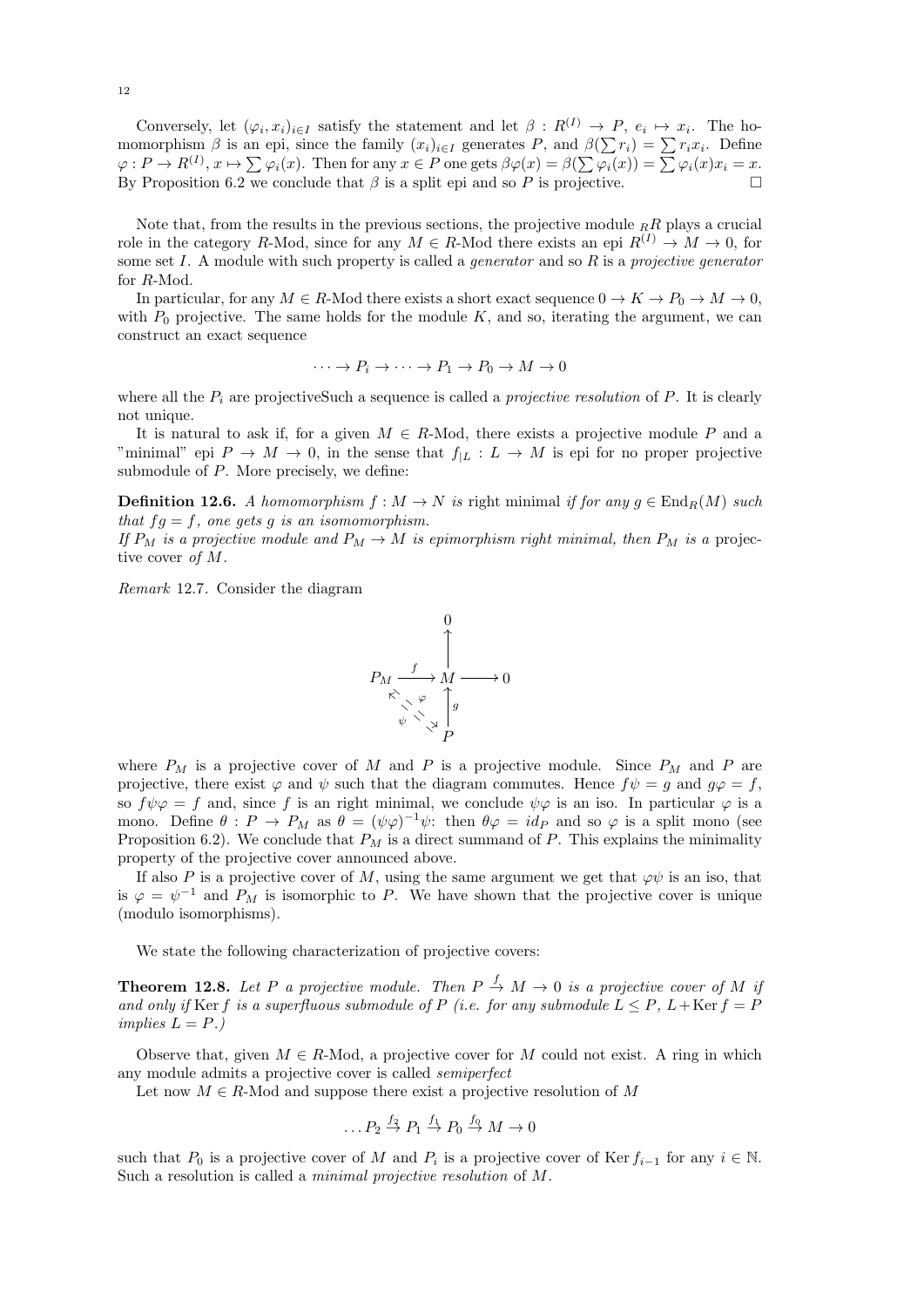Conversely, let $(\varphi_i, x_i)_{i\in I}$ satisfy the statement and let $\beta : R^{(I)} \to P$, $e_i \mapsto x_i$. The homomorphism $\beta$ is an epi, since the family $(x_i)_{i\in I}$ generates $P$, and $\beta(\sum r_i) = \sum r_i x_i$. Define $\varphi : P \to R^{(I)}, x \mapsto \sum \varphi_i(x)$. Then for any $x \in P$ one gets $\beta\varphi(x) = \beta(\sum \varphi_i(x)) = \sum \varphi_i(x)x_i = x$. By Proposition 6.2 we conclude that $\beta$ is a split epi and so $P$ is projective. □

Note that, from the results in the previous sections, the projective module ${}_RR$ plays a crucial role in the category $R$-Mod, since for any $M \in R$-Mod there exists an epi $R^{(I)} \to M \to 0$, for some set $I$. A module with such property is called a *generator* and so $R$ is a *projective generator* for $R$-Mod.

In particular, for any $M \in R$-Mod there exists a short exact sequence $0 \to K \to P_0 \to M \to 0$, with $P_0$ projective. The same holds for the module $K$, and so, iterating the argument, we can construct an exact sequence

$$\cdots \to P_i \to \cdots \to P_1 \to P_0 \to M \to 0$$

where all the $P_i$ are projectiveSuch a sequence is called a *projective resolution* of $P$. It is clearly not unique.

It is natural to ask if, for a given $M \in R$-Mod, there exists a projective module $P$ and a "minimal" epi $P \to M \to 0$, in the sense that $f_{|L} : L \to M$ is epi for no proper projective submodule of $P$. More precisely, we define:

**Definition 12.6.** *A homomorphism $f : M \to N$ is* right minimal *if for any $g \in \mathrm{End}_R(M)$ such that $fg = f$, one gets $g$ is an isomomorphism.*
*If $P_M$ is a projective module and $P_M \to M$ is epimorphism right minimal, then $P_M$ is a* projective cover *of $M$.*

*Remark* 12.7. Consider the diagram

$$\begin{array}{ccccc} & & 0 & & \\ & & \uparrow & & \\ P_M & \xrightarrow{f} & M & \longrightarrow & 0 \\ & \underset{\psi}{\nwarrow} \underset{\varphi}{\searrow} & \uparrow g & & \\ & & P & & \end{array}$$

where $P_M$ is a projective cover of $M$ and $P$ is a projective module. Since $P_M$ and $P$ are projective, there exist $\varphi$ and $\psi$ such that the diagram commutes. Hence $f\psi = g$ and $g\varphi = f$, so $f\psi\varphi = f$ and, since $f$ is an right minimal, we conclude $\psi\varphi$ is an iso. In particular $\varphi$ is a mono. Define $\theta : P \to P_M$ as $\theta = (\psi\varphi)^{-1}\psi$: then $\theta\varphi = id_P$ and so $\varphi$ is a split mono (see Proposition 6.2). We conclude that $P_M$ is a direct summand of $P$. This explains the minimality property of the projective cover announced above.

If also $P$ is a projective cover of $M$, using the same argument we get that $\varphi\psi$ is an iso, that is $\varphi = \psi^{-1}$ and $P_M$ is isomorphic to $P$. We have shown that the projective cover is unique (modulo isomorphisms).

We state the following characterization of projective covers:

**Theorem 12.8.** *Let $P$ a projective module. Then $P \overset{f}{\to} M \to 0$ is a projective cover of $M$ if and only if $\mathrm{Ker}\, f$ is a superfluous submodule of $P$ (i.e. for any submodule $L \leq P$, $L + \mathrm{Ker}\, f = P$ implies $L = P$.)*

Observe that, given $M \in R$-Mod, a projective cover for $M$ could not exist. A ring in which any module admits a projective cover is called *semiperfect*

Let now $M \in R$-Mod and suppose there exist a projective resolution of $M$

$$\ldots P_2 \overset{f_2}{\to} P_1 \overset{f_1}{\to} P_0 \overset{f_0}{\to} M \to 0$$

such that $P_0$ is a projective cover of $M$ and $P_i$ is a projective cover of $\mathrm{Ker}\, f_{i-1}$ for any $i \in \mathbb{N}$. Such a resolution is called a *minimal projective resolution* of $M$.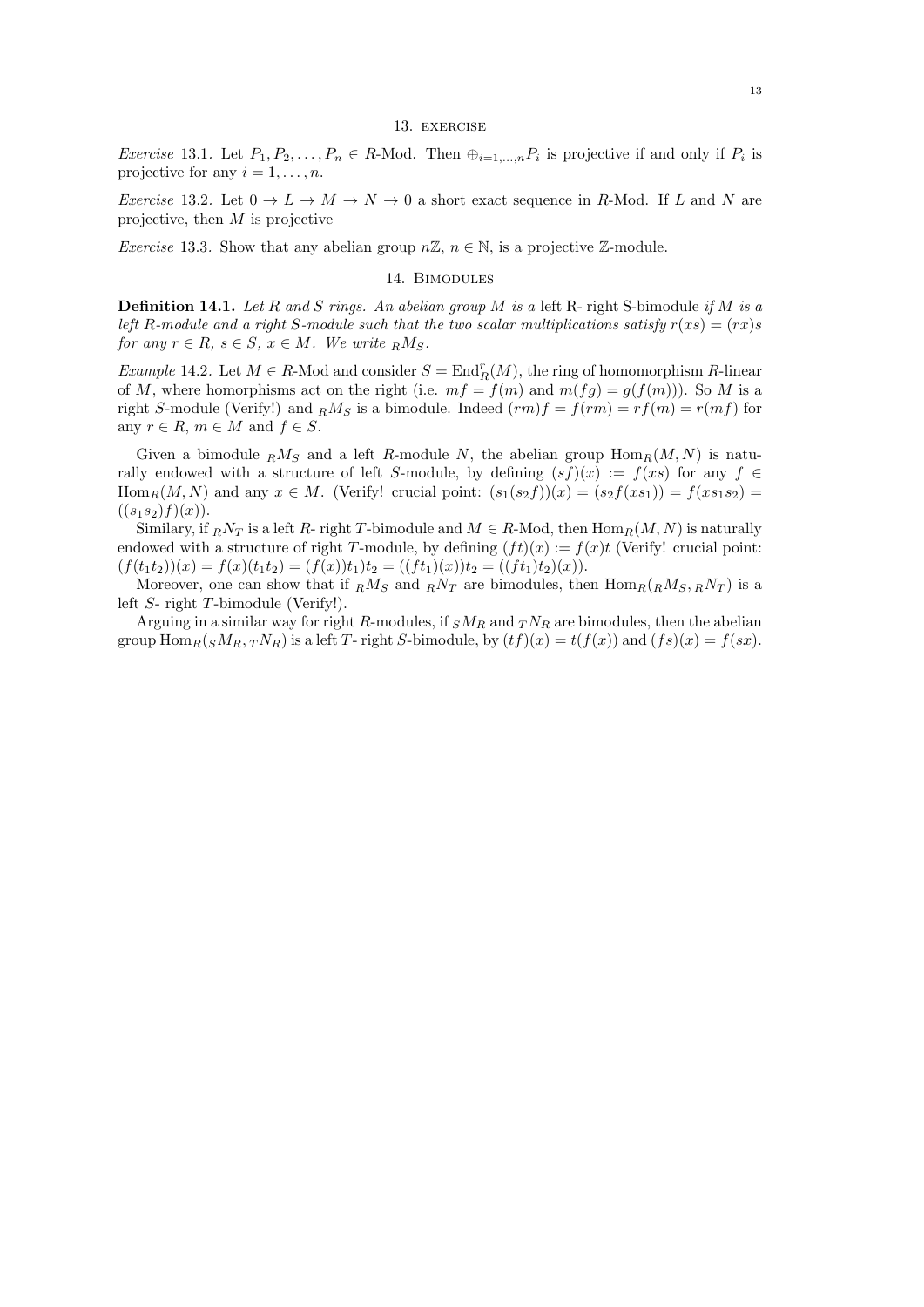## 13. exercise

*Exercise* 13.1. Let $P_1, P_2, \ldots, P_n \in R$-Mod. Then $\oplus_{i=1,\ldots,n} P_i$ is projective if and only if $P_i$ is projective for any $i = 1, \ldots, n$.

*Exercise* 13.2. Let $0 \to L \to M \to N \to 0$ a short exact sequence in $R$-Mod. If $L$ and $N$ are projective, then $M$ is projective

*Exercise* 13.3. Show that any abelian group $n\mathbb{Z}$, $n \in \mathbb{N}$, is a projective $\mathbb{Z}$-module.

## 14. Bimodules

**Definition 14.1.** *Let $R$ and $S$ rings. An abelian group $M$ is a* left R- right S-bimodule *if $M$ is a left $R$-module and a right $S$-module such that the two scalar multiplications satisfy $r(xs) = (rx)s$ for any $r \in R$, $s \in S$, $x \in M$. We write ${}_RM_S$.*

*Example* 14.2. Let $M \in R$-Mod and consider $S = \mathrm{End}^r_R(M)$, the ring of homomorphism $R$-linear of $M$, where homorphisms act on the right (i.e. $mf = f(m)$ and $m(fg) = g(f(m))$). So $M$ is a right $S$-module (Verify!) and ${}_RM_S$ is a bimodule. Indeed $(rm)f = f(rm) = rf(m) = r(mf)$ for any $r \in R$, $m \in M$ and $f \in S$.

Given a bimodule ${}_RM_S$ and a left $R$-module $N$, the abelian group $\mathrm{Hom}_R(M, N)$ is naturally endowed with a structure of left $S$-module, by defining $(sf)(x) := f(xs)$ for any $f \in \mathrm{Hom}_R(M, N)$ and any $x \in M$. (Verify! crucial point: $(s_1(s_2f))(x) = (s_2f(xs_1)) = f(xs_1s_2) = ((s_1s_2)f)(x)$).

Similary, if ${}_RN_T$ is a left $R$- right $T$-bimodule and $M \in R$-Mod, then $\mathrm{Hom}_R(M, N)$ is naturally endowed with a structure of right $T$-module, by defining $(ft)(x) := f(x)t$ (Verify! crucial point: $(f(t_1t_2))(x) = f(x)(t_1t_2) = (f(x))t_1)t_2 = ((ft_1)(x))t_2 = ((ft_1)t_2)(x)$).

Moreover, one can show that if ${}_RM_S$ and ${}_RN_T$ are bimodules, then $\mathrm{Hom}_R({}_RM_S, {}_RN_T)$ is a left $S$- right $T$-bimodule (Verify!).

Arguing in a similar way for right $R$-modules, if ${}_SM_R$ and ${}_TN_R$ are bimodules, then the abelian group $\mathrm{Hom}_R({}_SM_R, {}_TN_R)$ is a left $T$- right $S$-bimodule, by $(tf)(x) = t(f(x))$ and $(fs)(x) = f(sx)$.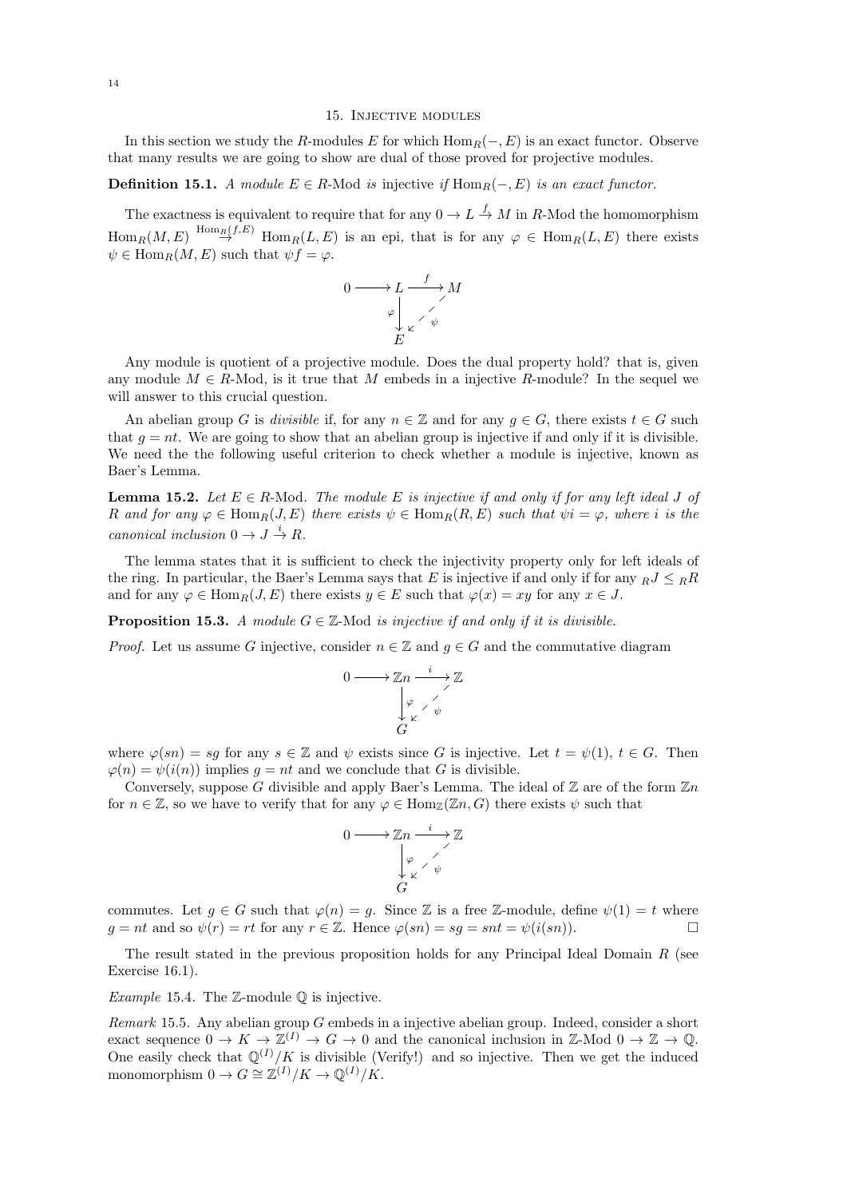## 15. Injective modules

In this section we study the $R$-modules $E$ for which $\mathrm{Hom}_R(-, E)$ is an exact functor. Observe that many results we are going to show are dual of those proved for projective modules.

**Definition 15.1.** *A module $E \in R$-Mod is* injective *if $\mathrm{Hom}_R(-, E)$ is an exact functor.*

The exactness is equivalent to require that for any $0 \to L \xrightarrow{f} M$ in $R$-Mod the homomorphism $\mathrm{Hom}_R(M, E) \xrightarrow{\mathrm{Hom}_R(f,E)} \mathrm{Hom}_R(L, E)$ is an epi, that is for any $\varphi \in \mathrm{Hom}_R(L, E)$ there exists $\psi \in \mathrm{Hom}_R(M, E)$ such that $\psi f = \varphi$.

$$\begin{array}{ccccc} 0 & \longrightarrow & L & \xrightarrow{f} & M \\ & & {\scriptstyle\varphi}\downarrow & \swarrow {\scriptstyle\psi} & \\ & & E & & \end{array}$$

Any module is quotient of a projective module. Does the dual property hold? that is, given any module $M \in R$-Mod, is it true that $M$ embeds in a injective $R$-module? In the sequel we will answer to this crucial question.

An abelian group $G$ is *divisible* if, for any $n \in \mathbb{Z}$ and for any $g \in G$, there exists $t \in G$ such that $g = nt$. We are going to show that an abelian group is injective if and only if it is divisible. We need the the following useful criterion to check whether a module is injective, known as Baer's Lemma.

**Lemma 15.2.** *Let $E \in R$-Mod. The module $E$ is injective if and only if for any left ideal $J$ of $R$ and for any $\varphi \in \mathrm{Hom}_R(J, E)$ there exists $\psi \in \mathrm{Hom}_R(R, E)$ such that $\psi i = \varphi$, where $i$ is the canonical inclusion $0 \to J \xrightarrow{i} R$.*

The lemma states that it is sufficient to check the injectivity property only for left ideals of the ring. In particular, the Baer's Lemma says that $E$ is injective if and only if for any ${}_R J \leq {}_R R$ and for any $\varphi \in \mathrm{Hom}_R(J, E)$ there exists $y \in E$ such that $\varphi(x) = xy$ for any $x \in J$.

**Proposition 15.3.** *A module $G \in \mathbb{Z}$-Mod is injective if and only if it is divisible.*

*Proof.* Let us assume $G$ injective, consider $n \in \mathbb{Z}$ and $g \in G$ and the commutative diagram

$$\begin{array}{ccccc} 0 & \longrightarrow & \mathbb{Z}n & \xrightarrow{i} & \mathbb{Z} \\ & & {\scriptstyle\varphi}\downarrow & \swarrow {\scriptstyle\psi} & \\ & & G & & \end{array}$$

where $\varphi(sn) = sg$ for any $s \in \mathbb{Z}$ and $\psi$ exists since $G$ is injective. Let $t = \psi(1)$, $t \in G$. Then $\varphi(n) = \psi(i(n))$ implies $g = nt$ and we conclude that $G$ is divisible.

Conversely, suppose $G$ divisible and apply Baer's Lemma. The ideal of $\mathbb{Z}$ are of the form $\mathbb{Z}n$ for $n \in \mathbb{Z}$, so we have to verify that for any $\varphi \in \mathrm{Hom}_{\mathbb{Z}}(\mathbb{Z}n, G)$ there exists $\psi$ such that

$$\begin{array}{ccccc} 0 & \longrightarrow & \mathbb{Z}n & \xrightarrow{i} & \mathbb{Z} \\ & & {\scriptstyle\varphi}\downarrow & \swarrow {\scriptstyle\psi} & \\ & & G & & \end{array}$$

commutes. Let $g \in G$ such that $\varphi(n) = g$. Since $\mathbb{Z}$ is a free $\mathbb{Z}$-module, define $\psi(1) = t$ where $g = nt$ and so $\psi(r) = rt$ for any $r \in \mathbb{Z}$. Hence $\varphi(sn) = sg = snt = \psi(i(sn))$. $\square$

The result stated in the previous proposition holds for any Principal Ideal Domain $R$ (see Exercise 16.1).

*Example* 15.4. The $\mathbb{Z}$-module $\mathbb{Q}$ is injective.

*Remark* 15.5. Any abelian group $G$ embeds in a injective abelian group. Indeed, consider a short exact sequence $0 \to K \to \mathbb{Z}^{(I)} \to G \to 0$ and the canonical inclusion in $\mathbb{Z}$-Mod $0 \to \mathbb{Z} \to \mathbb{Q}$. One easily check that $\mathbb{Q}^{(I)}/K$ is divisible (Verify!) and so injective. Then we get the induced monomorphism $0 \to G \cong \mathbb{Z}^{(I)}/K \to \mathbb{Q}^{(I)}/K$.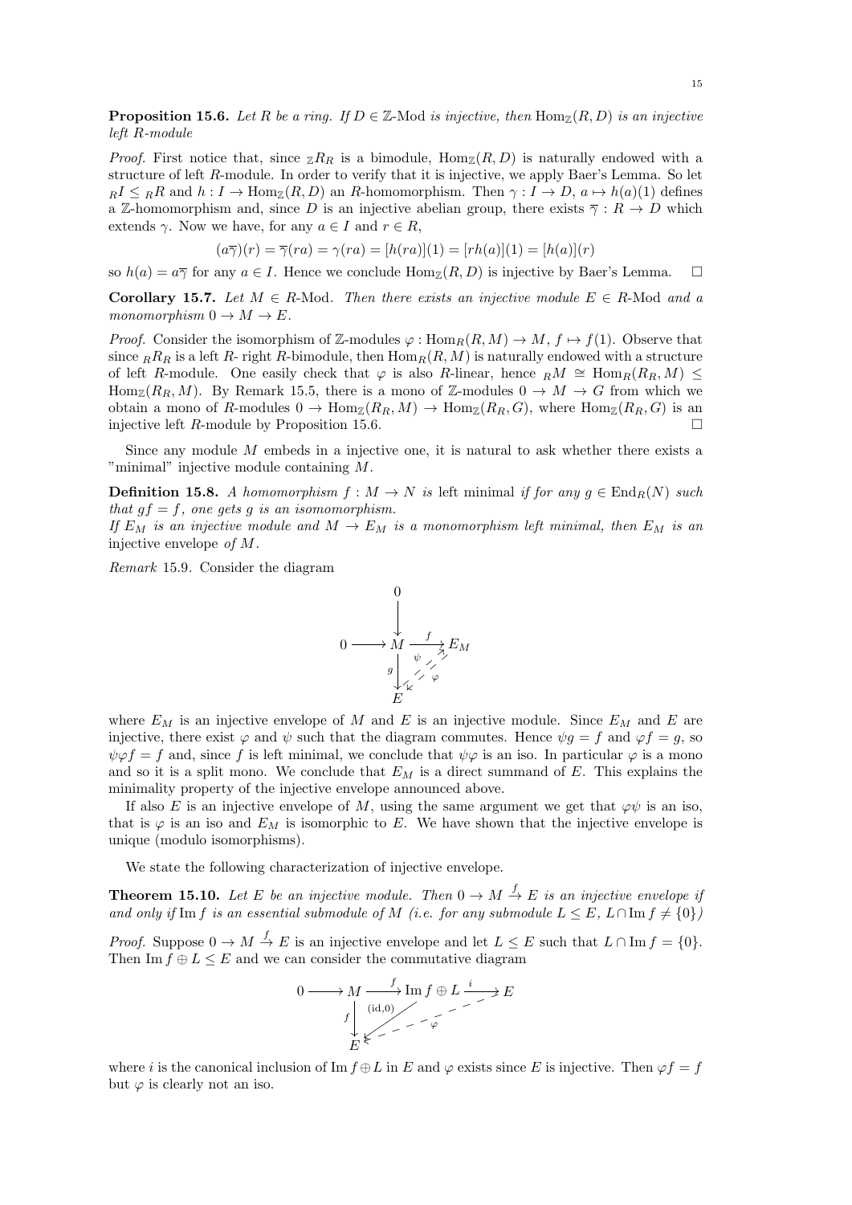**Proposition 15.6.** *Let $R$ be a ring. If $D \in \mathbb{Z}\text{-Mod}$ is injective, then $\operatorname{Hom}_{\mathbb{Z}}(R, D)$ is an injective left $R$-module*

*Proof.* First notice that, since ${}_{\mathbb{Z}}R_R$ is a bimodule, $\operatorname{Hom}_{\mathbb{Z}}(R, D)$ is naturally endowed with a structure of left $R$-module. In order to verify that it is injective, we apply Baer's Lemma. So let ${}_RI \leq {}_RR$ and $h : I \to \operatorname{Hom}_{\mathbb{Z}}(R, D)$ an $R$-homomorphism. Then $\gamma : I \to D$, $a \mapsto h(a)(1)$ defines a $\mathbb{Z}$-homomorphism and, since $D$ is an injective abelian group, there exists $\overline{\gamma} : R \to D$ which extends $\gamma$. Now we have, for any $a \in I$ and $r \in R$,

$$(a\overline{\gamma})(r) = \overline{\gamma}(ra) = \gamma(ra) = [h(ra)](1) = [rh(a)](1) = [h(a)](r)$$

so $h(a) = a\overline{\gamma}$ for any $a \in I$. Hence we conclude $\operatorname{Hom}_{\mathbb{Z}}(R, D)$ is injective by Baer's Lemma. $\square$

**Corollary 15.7.** *Let $M \in R\text{-Mod}$. Then there exists an injective module $E \in R\text{-Mod}$ and a monomorphism $0 \to M \to E$.*

*Proof.* Consider the isomorphism of $\mathbb{Z}$-modules $\varphi : \operatorname{Hom}_R(R, M) \to M$, $f \mapsto f(1)$. Observe that since ${}_RR_R$ is a left $R$- right $R$-bimodule, then $\operatorname{Hom}_R(R, M)$ is naturally endowed with a structure of left $R$-module. One easily check that $\varphi$ is also $R$-linear, hence ${}_RM \cong \operatorname{Hom}_R(R_R, M) \leq \operatorname{Hom}_{\mathbb{Z}}(R_R, M)$. By Remark 15.5, there is a mono of $\mathbb{Z}$-modules $0 \to M \to G$ from which we obtain a mono of $R$-modules $0 \to \operatorname{Hom}_{\mathbb{Z}}(R_R, M) \to \operatorname{Hom}_{\mathbb{Z}}(R_R, G)$, where $\operatorname{Hom}_{\mathbb{Z}}(R_R, G)$ is an injective left $R$-module by Proposition 15.6. $\square$

Since any module $M$ embeds in a injective one, it is natural to ask whether there exists a "minimal" injective module containing $M$.

**Definition 15.8.** *A homomorphism $f : M \to N$ is* left minimal *if for any $g \in \operatorname{End}_R(N)$ such that $gf = f$, one gets $g$ is an isomomorphism.*
*If $E_M$ is an injective module and $M \to E_M$ is a monomorphism left minimal, then $E_M$ is an* injective envelope *of $M$.*

*Remark* 15.9. Consider the diagram

$$\begin{array}{ccccc} & & 0 & & \\ & & \downarrow & & \\ 0 & \longrightarrow & M & \xrightarrow{f} & E_M \\ & & {\scriptstyle g}\downarrow & \overset{\psi}{\nearrow}\ \swarrow{\scriptstyle \varphi} & \\ & & E & & \end{array}$$

where $E_M$ is an injective envelope of $M$ and $E$ is an injective module. Since $E_M$ and $E$ are injective, there exist $\varphi$ and $\psi$ such that the diagram commutes. Hence $\psi g = f$ and $\varphi f = g$, so $\psi\varphi f = f$ and, since $f$ is left minimal, we conclude that $\psi\varphi$ is an iso. In particular $\varphi$ is a mono and so it is a split mono. We conclude that $E_M$ is a direct summand of $E$. This explains the minimality property of the injective envelope announced above.

If also $E$ is an injective envelope of $M$, using the same argument we get that $\varphi\psi$ is an iso, that is $\varphi$ is an iso and $E_M$ is isomorphic to $E$. We have shown that the injective envelope is unique (modulo isomorphisms).

We state the following characterization of injective envelope.

**Theorem 15.10.** *Let $E$ be an injective module. Then $0 \to M \xrightarrow{f} E$ is an injective envelope if and only if $\operatorname{Im} f$ is an essential submodule of $M$ (i.e. for any submodule $L \leq E$, $L \cap \operatorname{Im} f \neq \{0\}$)*

*Proof.* Suppose $0 \to M \xrightarrow{f} E$ is an injective envelope and let $L \leq E$ such that $L \cap \operatorname{Im} f = \{0\}$. Then $\operatorname{Im} f \oplus L \leq E$ and we can consider the commutative diagram

$$\begin{array}{ccccccc} 0 & \longrightarrow & M & \xrightarrow{f} & \operatorname{Im} f \oplus L & \xrightarrow{i} & E \\ & & {\scriptstyle f}\downarrow & \swarrow{\scriptstyle (\mathrm{id},0)} & & \swarrow{\scriptstyle \varphi} & \\ & & E & & & & \end{array}$$

where $i$ is the canonical inclusion of $\operatorname{Im} f \oplus L$ in $E$ and $\varphi$ exists since $E$ is injective. Then $\varphi f = f$ but $\varphi$ is clearly not an iso.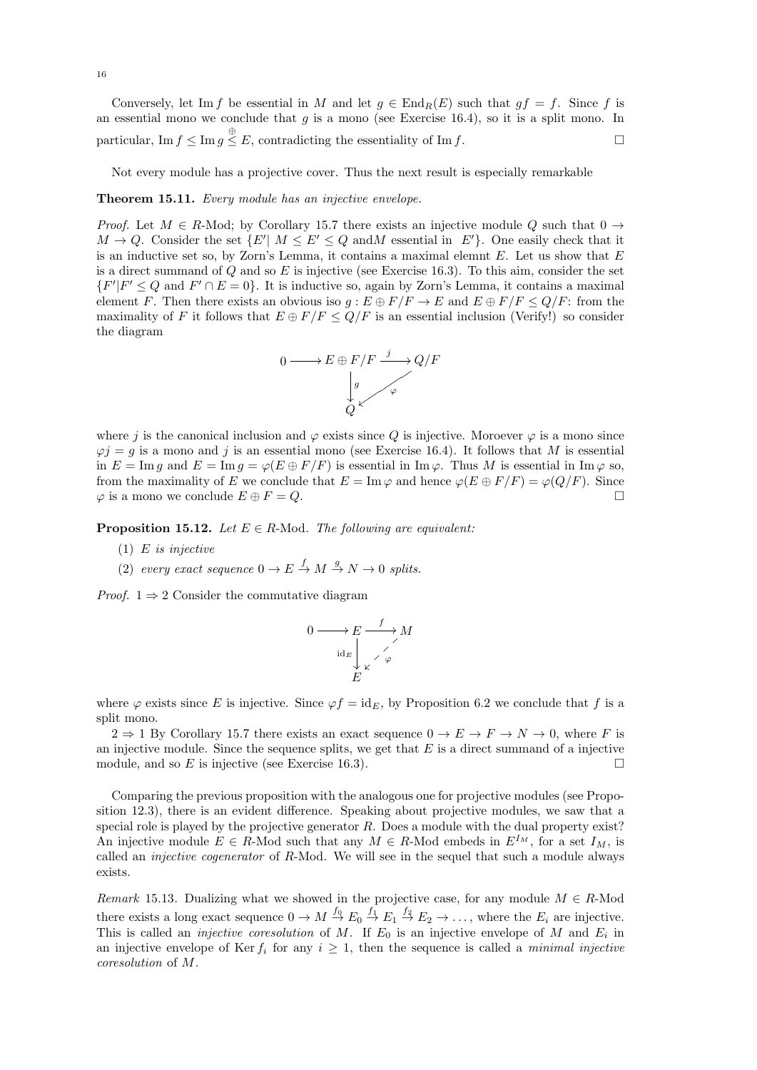Conversely, let $\operatorname{Im} f$ be essential in $M$ and let $g \in \operatorname{End}_R(E)$ such that $gf = f$. Since $f$ is an essential mono we conclude that $g$ is a mono (see Exercise 16.4), so it is a split mono. In particular, $\operatorname{Im} f \leq \operatorname{Im} g \overset{\oplus}{\leq} E$, contradicting the essentiality of $\operatorname{Im} f$. $\square$

Not every module has a projective cover. Thus the next result is especially remarkable

**Theorem 15.11.** *Every module has an injective envelope.*

*Proof.* Let $M \in R$-Mod; by Corollary 15.7 there exists an injective module $Q$ such that $0 \to M \to Q$. Consider the set $\{E' |\ M \leq E' \leq Q$ and$M$ essential in $E'\}$. One easily check that it is an inductive set so, by Zorn's Lemma, it contains a maximal elemnt $E$. Let us show that $E$ is a direct summand of $Q$ and so $E$ is injective (see Exercise 16.3). To this aim, consider the set $\{F' | F' \leq Q$ and $F' \cap E = 0\}$. It is inductive so, again by Zorn's Lemma, it contains a maximal element $F$. Then there exists an obvious iso $g : E \oplus F/F \to E$ and $E \oplus F/F \leq Q/F$: from the maximality of $F$ it follows that $E \oplus F/F \leq Q/F$ is an essential inclusion (Verify!) so consider the diagram

$$\begin{array}{ccccc} 0 & \longrightarrow & E \oplus F/F & \xrightarrow{\ j\ } & Q/F \\ & & \downarrow g & \swarrow \varphi & \\ & & Q & & \end{array}$$

where $j$ is the canonical inclusion and $\varphi$ exists since $Q$ is injective. Moroever $\varphi$ is a mono since $\varphi j = g$ is a mono and $j$ is an essential mono (see Exercise 16.4). It follows that $M$ is essential in $E = \operatorname{Im} g$ and $E = \operatorname{Im} g = \varphi(E \oplus F/F)$ is essential in $\operatorname{Im} \varphi$. Thus $M$ is essential in $\operatorname{Im} \varphi$ so, from the maximality of $E$ we conclude that $E = \operatorname{Im} \varphi$ and hence $\varphi(E \oplus F/F) = \varphi(Q/F)$. Since $\varphi$ is a mono we conclude $E \oplus F = Q$. $\square$

**Proposition 15.12.** *Let $E \in R$-Mod. The following are equivalent:*

(1) *$E$ is injective*
(2) *every exact sequence $0 \to E \xrightarrow{f} M \xrightarrow{g} N \to 0$ splits.*

*Proof.* $1 \Rightarrow 2$ Consider the commutative diagram

$$\begin{array}{ccccc} 0 & \longrightarrow & E & \xrightarrow{\ f\ } & M \\ & & \downarrow \mathrm{id}_E & \swarrow \varphi & \\ & & E & & \end{array}$$

where $\varphi$ exists since $E$ is injective. Since $\varphi f = \mathrm{id}_E$, by Proposition 6.2 we conclude that $f$ is a split mono.

$2 \Rightarrow 1$ By Corollary 15.7 there exists an exact sequence $0 \to E \to F \to N \to 0$, where $F$ is an injective module. Since the sequence splits, we get that $E$ is a direct summand of a injective module, and so $E$ is injective (see Exercise 16.3). $\square$

Comparing the previous proposition with the analogous one for projective modules (see Proposition 12.3), there is an evident difference. Speaking about projective modules, we saw that a special role is played by the projective generator $R$. Does a module with the dual property exist? An injective module $E \in R$-Mod such that any $M \in R$-Mod embeds in $E^{I_M}$, for a set $I_M$, is called an *injective cogenerator* of $R$-Mod. We will see in the sequel that such a module always exists.

*Remark* 15.13. Dualizing what we showed in the projective case, for any module $M \in R$-Mod there exists a long exact sequence $0 \to M \xrightarrow{f_0} E_0 \xrightarrow{f_1} E_1 \xrightarrow{f_2} E_2 \to \dots$, where the $E_i$ are injective. This is called an *injective coresolution* of $M$. If $E_0$ is an injective envelope of $M$ and $E_i$ in an injective envelope of $\operatorname{Ker} f_i$ for any $i \geq 1$, then the sequence is called a *minimal injective coresolution* of $M$.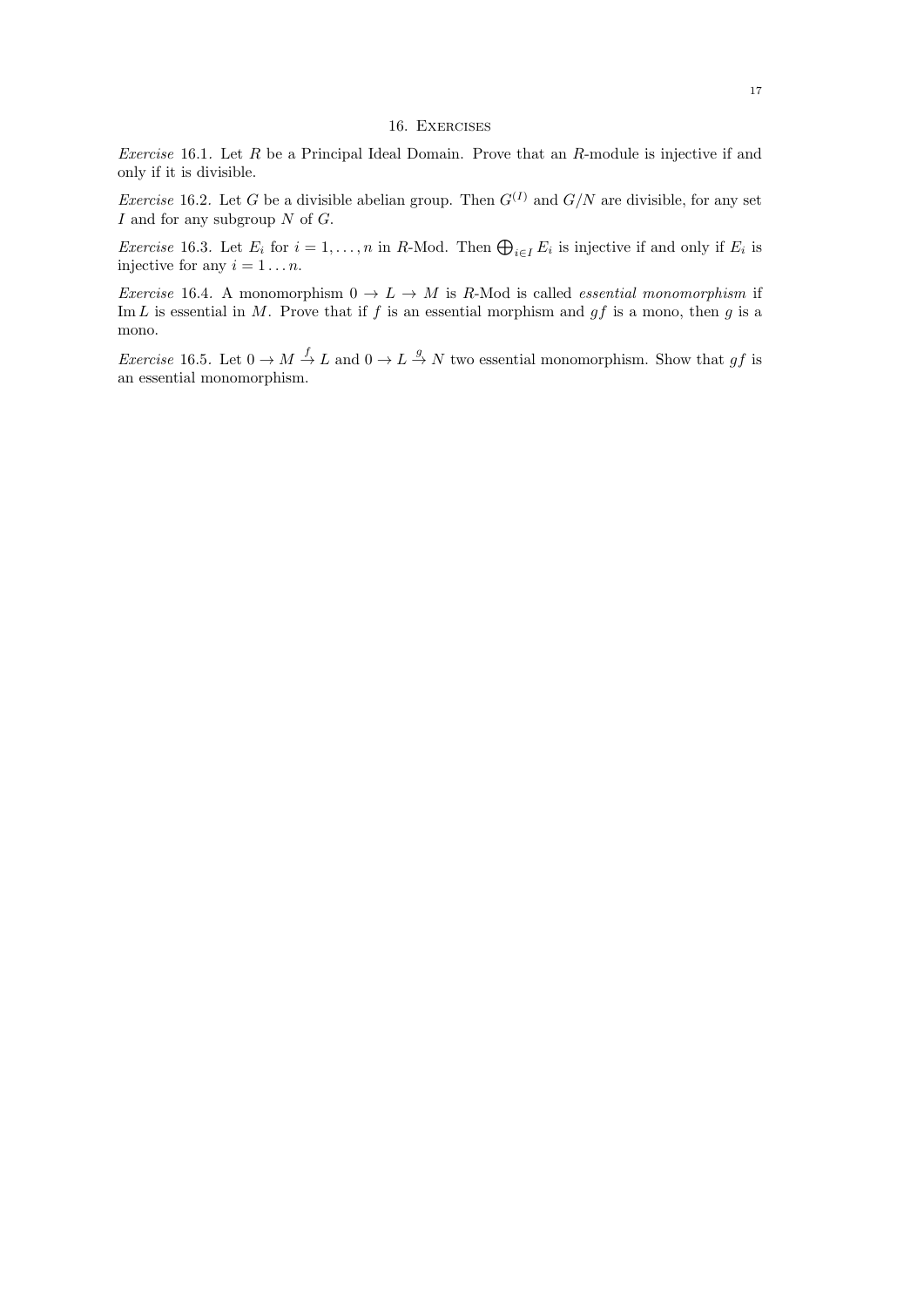## 16. Exercises

*Exercise* 16.1. Let $R$ be a Principal Ideal Domain. Prove that an $R$-module is injective if and only if it is divisible.

*Exercise* 16.2. Let $G$ be a divisible abelian group. Then $G^{(I)}$ and $G/N$ are divisible, for any set $I$ and for any subgroup $N$ of $G$.

*Exercise* 16.3. Let $E_i$ for $i = 1, \dots, n$ in $R$-Mod. Then $\bigoplus_{i \in I} E_i$ is injective if and only if $E_i$ is injective for any $i = 1 \dots n$.

*Exercise* 16.4. A monomorphism $0 \to L \to M$ is $R$-Mod is called *essential monomorphism* if $\operatorname{Im} L$ is essential in $M$. Prove that if $f$ is an essential morphism and $gf$ is a mono, then $g$ is a mono.

*Exercise* 16.5. Let $0 \to M \xrightarrow{f} L$ and $0 \to L \xrightarrow{g} N$ two essential monomorphism. Show that $gf$ is an essential monomorphism.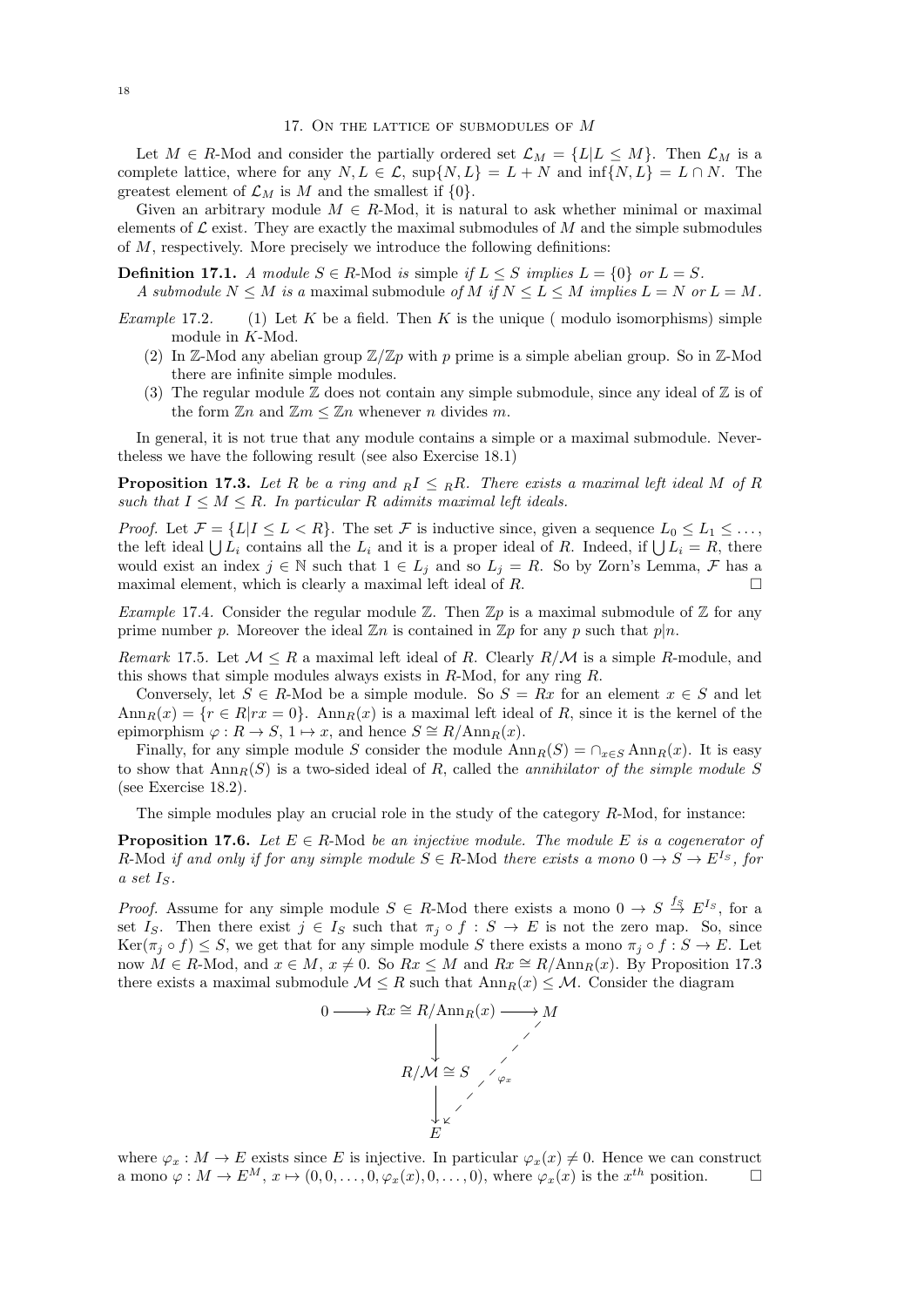## 17. On the lattice of submodules of $M$

Let $M \in R$-Mod and consider the partially ordered set $\mathcal{L}_M = \{L | L \leq M\}$. Then $\mathcal{L}_M$ is a complete lattice, where for any $N, L \in \mathcal{L}$, $\sup\{N, L\} = L + N$ and $\inf\{N, L\} = L \cap N$. The greatest element of $\mathcal{L}_M$ is $M$ and the smallest if $\{0\}$.

Given an arbitrary module $M \in R$-Mod, it is natural to ask whether minimal or maximal elements of $\mathcal{L}$ exist. They are exactly the maximal submodules of $M$ and the simple submodules of $M$, respectively. More precisely we introduce the following definitions:

**Definition 17.1.** *A module $S \in R$-Mod is* simple *if $L \leq S$ implies $L = \{0\}$ or $L = S$.*
*A submodule $N \leq M$ is a* maximal submodule *of $M$ if $N \leq L \leq M$ implies $L = N$ or $L = M$.*

*Example* 17.2.
1. Let $K$ be a field. Then $K$ is the unique ( modulo isomorphisms) simple module in $K$-Mod.
2. In $\mathbb{Z}$-Mod any abelian group $\mathbb{Z}/\mathbb{Z}p$ with $p$ prime is a simple abelian group. So in $\mathbb{Z}$-Mod there are infinite simple modules.
3. The regular module $\mathbb{Z}$ does not contain any simple submodule, since any ideal of $\mathbb{Z}$ is of the form $\mathbb{Z}n$ and $\mathbb{Z}m \leq \mathbb{Z}n$ whenever $n$ divides $m$.

In general, it is not true that any module contains a simple or a maximal submodule. Nevertheless we have the following result (see also Exercise 18.1)

**Proposition 17.3.** *Let $R$ be a ring and ${}_RI \leq {}_RR$. There exists a maximal left ideal $M$ of $R$ such that $I \leq M \leq R$. In particular $R$ adimits maximal left ideals.*

*Proof.* Let $\mathcal{F} = \{L | I \leq L < R\}$. The set $\mathcal{F}$ is inductive since, given a sequence $L_0 \leq L_1 \leq \dots$, the left ideal $\bigcup L_i$ contains all the $L_i$ and it is a proper ideal of $R$. Indeed, if $\bigcup L_i = R$, there would exist an index $j \in \mathbb{N}$ such that $1 \in L_j$ and so $L_j = R$. So by Zorn's Lemma, $\mathcal{F}$ has a maximal element, which is clearly a maximal left ideal of $R$. □

*Example* 17.4. Consider the regular module $\mathbb{Z}$. Then $\mathbb{Z}p$ is a maximal submodule of $\mathbb{Z}$ for any prime number $p$. Moreover the ideal $\mathbb{Z}n$ is contained in $\mathbb{Z}p$ for any $p$ such that $p|n$.

*Remark* 17.5. Let $\mathcal{M} \leq R$ a maximal left ideal of $R$. Clearly $R/\mathcal{M}$ is a simple $R$-module, and this shows that simple modules always exists in $R$-Mod, for any ring $R$.

Conversely, let $S \in R$-Mod be a simple module. So $S = Rx$ for an element $x \in S$ and let $\mathrm{Ann}_R(x) = \{r \in R | rx = 0\}$. $\mathrm{Ann}_R(x)$ is a maximal left ideal of $R$, since it is the kernel of the epimorphism $\varphi : R \to S$, $1 \mapsto x$, and hence $S \cong R/\mathrm{Ann}_R(x)$.

Finally, for any simple module $S$ consider the module $\mathrm{Ann}_R(S) = \cap_{x \in S} \mathrm{Ann}_R(x)$. It is easy to show that $\mathrm{Ann}_R(S)$ is a two-sided ideal of $R$, called the *annihilator of the simple module $S$* (see Exercise 18.2).

The simple modules play an crucial role in the study of the category $R$-Mod, for instance:

**Proposition 17.6.** *Let $E \in R$-Mod be an injective module. The module $E$ is a cogenerator of $R$-Mod if and only if for any simple module $S \in R$-Mod there exists a mono $0 \to S \to E^{I_S}$, for a set $I_S$.*

*Proof.* Assume for any simple module $S \in R$-Mod there exists a mono $0 \to S \xrightarrow{f_S} E^{I_S}$, for a set $I_S$. Then there exist $j \in I_S$ such that $\pi_j \circ f : S \to E$ is not the zero map. So, since $\mathrm{Ker}(\pi_j \circ f) \leq S$, we get that for any simple module $S$ there exists a mono $\pi_j \circ f : S \to E$. Let now $M \in R$-Mod, and $x \in M$, $x \neq 0$. So $Rx \leq M$ and $Rx \cong R/\mathrm{Ann}_R(x)$. By Proposition 17.3 there exists a maximal submodule $\mathcal{M} \leq R$ such that $\mathrm{Ann}_R(x) \leq \mathcal{M}$. Consider the diagram

$$\begin{array}{ccccc} 0 & \longrightarrow & Rx \cong R/\mathrm{Ann}_R(x) & \longrightarrow & M \\ & & \downarrow & \swarrow_{\varphi_x} & \\ & & R/\mathcal{M} \cong S & & \\ & & \downarrow & & \\ & & E & & \end{array}$$

where $\varphi_x : M \to E$ exists since $E$ is injective. In particular $\varphi_x(x) \neq 0$. Hence we can construct a mono $\varphi : M \to E^M$, $x \mapsto (0, 0, \dots, 0, \varphi_x(x), 0, \dots, 0)$, where $\varphi_x(x)$ is the $x^{th}$ position. □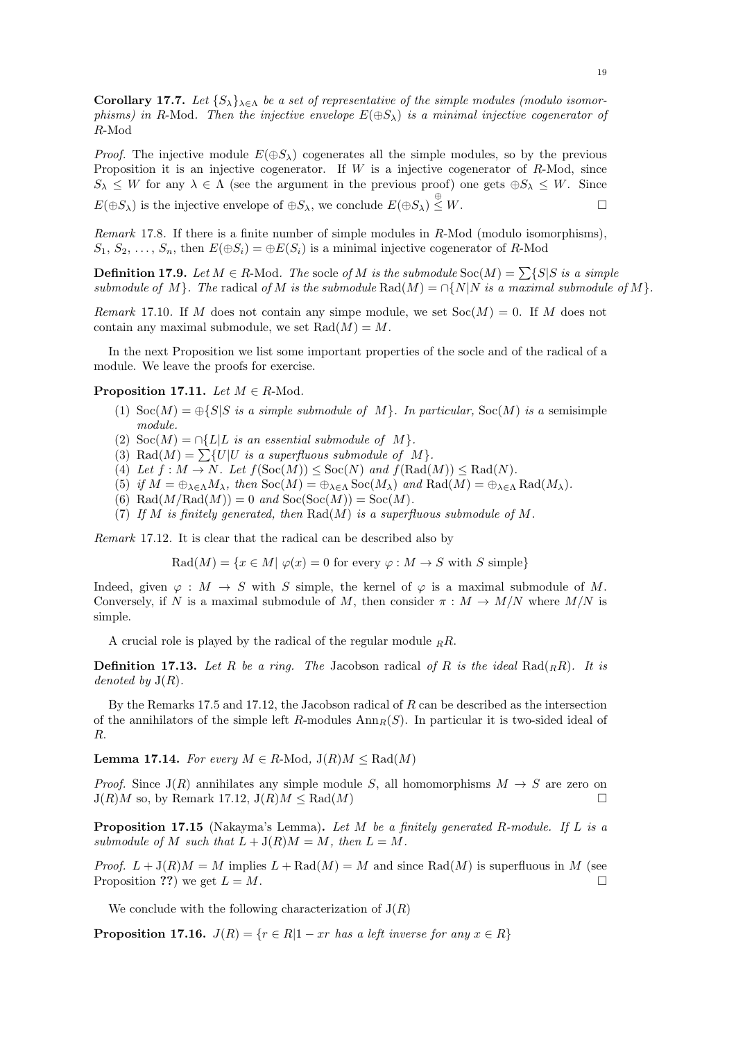**Corollary 17.7.** *Let $\{S_\lambda\}_{\lambda\in\Lambda}$ be a set of representative of the simple modules (modulo isomorphisms) in $R$-Mod. Then the injective envelope $E(\oplus S_\lambda)$ is a minimal injective cogenerator of $R$-Mod*

*Proof.* The injective module $E(\oplus S_\lambda)$ cogenerates all the simple modules, so by the previous Proposition it is an injective cogenerator. If $W$ is a injective cogenerator of $R$-Mod, since $S_\lambda \leq W$ for any $\lambda \in \Lambda$ (see the argument in the previous proof) one gets $\oplus S_\lambda \leq W$. Since $E(\oplus S_\lambda)$ is the injective envelope of $\oplus S_\lambda$, we conclude $E(\oplus S_\lambda) \overset{\oplus}{\leq} W$. □

*Remark* 17.8. If there is a finite number of simple modules in $R$-Mod (modulo isomorphisms), $S_1, S_2, \ldots, S_n$, then $E(\oplus S_i) = \oplus E(S_i)$ is a minimal injective cogenerator of $R$-Mod

**Definition 17.9.** *Let $M \in R$-Mod. The* socle *of $M$ is the submodule $\operatorname{Soc}(M) = \sum\{S|S$ is a simple submodule of $M\}$. The* radical *of $M$ is the submodule $\operatorname{Rad}(M) = \cap\{N|N$ is a maximal submodule of $M\}$.*

*Remark* 17.10. If $M$ does not contain any simpe module, we set $\operatorname{Soc}(M) = 0$. If $M$ does not contain any maximal submodule, we set $\operatorname{Rad}(M) = M$.

In the next Proposition we list some important properties of the socle and of the radical of a module. We leave the proofs for exercise.

**Proposition 17.11.** *Let $M \in R$-Mod.*

1. *$\operatorname{Soc}(M) = \oplus\{S|S$ is a simple submodule of $M\}$. In particular, $\operatorname{Soc}(M)$ is a* semisimple *module.*
2. *$\operatorname{Soc}(M) = \cap\{L|L$ is an essential submodule of $M\}$.*
3. *$\operatorname{Rad}(M) = \sum\{U|U$ is a superfluous submodule of $M\}$.*
4. *Let $f : M \to N$. Let $f(\operatorname{Soc}(M)) \leq \operatorname{Soc}(N)$ and $f(\operatorname{Rad}(M)) \leq \operatorname{Rad}(N)$.*
5. *if $M = \oplus_{\lambda\in\Lambda} M_\lambda$, then $\operatorname{Soc}(M) = \oplus_{\lambda\in\Lambda} \operatorname{Soc}(M_\lambda)$ and $\operatorname{Rad}(M) = \oplus_{\lambda\in\Lambda} \operatorname{Rad}(M_\lambda)$.*
6. *$\operatorname{Rad}(M/\operatorname{Rad}(M)) = 0$ and $\operatorname{Soc}(\operatorname{Soc}(M)) = \operatorname{Soc}(M)$.*
7. *If $M$ is finitely generated, then $\operatorname{Rad}(M)$ is a superfluous submodule of $M$.*

*Remark* 17.12. It is clear that the radical can be described also by

$$\operatorname{Rad}(M) = \{x \in M |\ \varphi(x) = 0 \text{ for every } \varphi : M \to S \text{ with } S \text{ simple}\}$$

Indeed, given $\varphi : M \to S$ with $S$ simple, the kernel of $\varphi$ is a maximal submodule of $M$. Conversely, if $N$ is a maximal submodule of $M$, then consider $\pi : M \to M/N$ where $M/N$ is simple.

A crucial role is played by the radical of the regular module ${}_RR$.

**Definition 17.13.** *Let $R$ be a ring. The* Jacobson radical *of $R$ is the ideal $\operatorname{Rad}({}_RR)$. It is denoted by $\mathrm{J}(R)$.*

By the Remarks 17.5 and 17.12, the Jacobson radical of $R$ can be described as the intersection of the annihilators of the simple left $R$-modules $\operatorname{Ann}_R(S)$. In particular it is two-sided ideal of $R$.

**Lemma 17.14.** *For every $M \in R$-Mod, $\mathrm{J}(R)M \leq \operatorname{Rad}(M)$*

*Proof.* Since $\mathrm{J}(R)$ annihilates any simple module $S$, all homomorphisms $M \to S$ are zero on $\mathrm{J}(R)M$ so, by Remark 17.12, $\mathrm{J}(R)M \leq \operatorname{Rad}(M)$ □

**Proposition 17.15** (Nakayma's Lemma)**.** *Let $M$ be a finitely generated $R$-module. If $L$ is a submodule of $M$ such that $L + \mathrm{J}(R)M = M$, then $L = M$.*

*Proof.* $L + \mathrm{J}(R)M = M$ implies $L + \operatorname{Rad}(M) = M$ and since $\operatorname{Rad}(M)$ is superfluous in $M$ (see Proposition **??**) we get $L = M$. □

We conclude with the following characterization of $\mathrm{J}(R)$

**Proposition 17.16.** *$J(R) = \{r \in R | 1 - xr$ has a left inverse for any $x \in R\}$*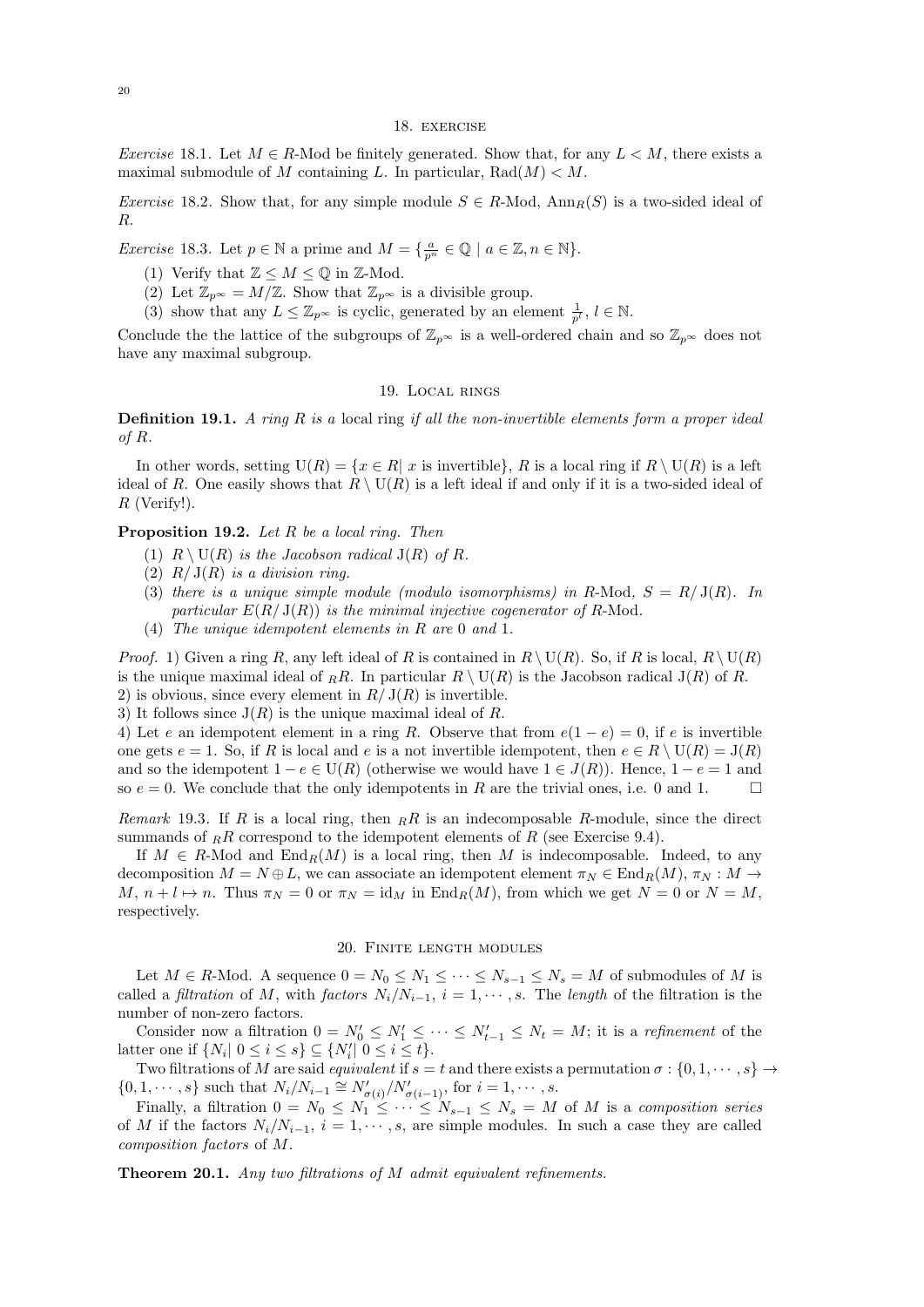## 18. exercise

*Exercise* 18.1. Let $M \in R$-Mod be finitely generated. Show that, for any $L < M$, there exists a maximal submodule of $M$ containing $L$. In particular, $\mathrm{Rad}(M) < M$.

*Exercise* 18.2. Show that, for any simple module $S \in R$-Mod, $\mathrm{Ann}_R(S)$ is a two-sided ideal of $R$.

*Exercise* 18.3. Let $p \in \mathbb{N}$ a prime and $M = \{\frac{a}{p^n} \in \mathbb{Q} \mid a \in \mathbb{Z}, n \in \mathbb{N}\}$.

(1) Verify that $\mathbb{Z} \leq M \leq \mathbb{Q}$ in $\mathbb{Z}$-Mod.
(2) Let $\mathbb{Z}_{p^\infty} = M/\mathbb{Z}$. Show that $\mathbb{Z}_{p^\infty}$ is a divisible group.
(3) show that any $L \leq \mathbb{Z}_{p^\infty}$ is cyclic, generated by an element $\frac{1}{p^l}$, $l \in \mathbb{N}$.

Conclude the the lattice of the subgroups of $\mathbb{Z}_{p^\infty}$ is a well-ordered chain and so $\mathbb{Z}_{p^\infty}$ does not have any maximal subgroup.

## 19. Local rings

**Definition 19.1.** *A ring $R$ is a* local ring *if all the non-invertible elements form a proper ideal of $R$.*

In other words, setting $\mathrm{U}(R) = \{x \in R \mid x \text{ is invertible}\}$, $R$ is a local ring if $R \setminus \mathrm{U}(R)$ is a left ideal of $R$. One easily shows that $R \setminus \mathrm{U}(R)$ is a left ideal if and only if it is a two-sided ideal of $R$ (Verify!).

**Proposition 19.2.** *Let $R$ be a local ring. Then*

(1) *$R \setminus \mathrm{U}(R)$ is the Jacobson radical $\mathrm{J}(R)$ of $R$.*
(2) *$R/\mathrm{J}(R)$ is a division ring.*
(3) *there is a unique simple module (modulo isomorphisms) in $R$-Mod, $S = R/\mathrm{J}(R)$. In particular $E(R/\mathrm{J}(R))$ is the minimal injective cogenerator of $R$-Mod.*
(4) *The unique idempotent elements in $R$ are 0 and 1.*

*Proof.* 1) Given a ring $R$, any left ideal of $R$ is contained in $R \setminus \mathrm{U}(R)$. So, if $R$ is local, $R \setminus \mathrm{U}(R)$ is the unique maximal ideal of ${}_RR$. In particular $R \setminus \mathrm{U}(R)$ is the Jacobson radical $\mathrm{J}(R)$ of $R$.
2) is obvious, since every element in $R/\mathrm{J}(R)$ is invertible.
3) It follows since $\mathrm{J}(R)$ is the unique maximal ideal of $R$.
4) Let $e$ an idempotent element in a ring $R$. Observe that from $e(1-e) = 0$, if $e$ is invertible one gets $e = 1$. So, if $R$ is local and $e$ is a not invertible idempotent, then $e \in R \setminus \mathrm{U}(R) = \mathrm{J}(R)$ and so the idempotent $1 - e \in \mathrm{U}(R)$ (otherwise we would have $1 \in J(R)$). Hence, $1 - e = 1$ and so $e = 0$. We conclude that the only idempotents in $R$ are the trivial ones, i.e. 0 and 1. □

*Remark* 19.3. If $R$ is a local ring, then ${}_RR$ is an indecomposable $R$-module, since the direct summands of ${}_RR$ correspond to the idempotent elements of $R$ (see Exercise 9.4).

If $M \in R$-Mod and $\mathrm{End}_R(M)$ is a local ring, then $M$ is indecomposable. Indeed, to any decomposition $M = N \oplus L$, we can associate an idempotent element $\pi_N \in \mathrm{End}_R(M)$, $\pi_N : M \to M$, $n + l \mapsto n$. Thus $\pi_N = 0$ or $\pi_N = \mathrm{id}_M$ in $\mathrm{End}_R(M)$, from which we get $N = 0$ or $N = M$, respectively.

## 20. Finite length modules

Let $M \in R$-Mod. A sequence $0 = N_0 \leq N_1 \leq \cdots \leq N_{s-1} \leq N_s = M$ of submodules of $M$ is called a *filtration* of $M$, with *factors* $N_i/N_{i-1}$, $i = 1, \cdots, s$. The *length* of the filtration is the number of non-zero factors.

Consider now a filtration $0 = N'_0 \leq N'_1 \leq \cdots \leq N'_{t-1} \leq N_t = M$; it is a *refinement* of the latter one if $\{N_i \mid 0 \leq i \leq s\} \subseteq \{N'_i \mid 0 \leq i \leq t\}$.

Two filtrations of $M$ are said *equivalent* if $s = t$ and there exists a permutation $\sigma : \{0, 1, \cdots, s\} \to \{0, 1, \cdots, s\}$ such that $N_i/N_{i-1} \cong N'_{\sigma(i)}/N'_{\sigma(i-1)}$, for $i = 1, \cdots, s$.

Finally, a filtration $0 = N_0 \leq N_1 \leq \cdots \leq N_{s-1} \leq N_s = M$ of $M$ is a *composition series* of $M$ if the factors $N_i/N_{i-1}$, $i = 1, \cdots, s$, are simple modules. In such a case they are called *composition factors* of $M$.

**Theorem 20.1.** *Any two filtrations of $M$ admit equivalent refinements.*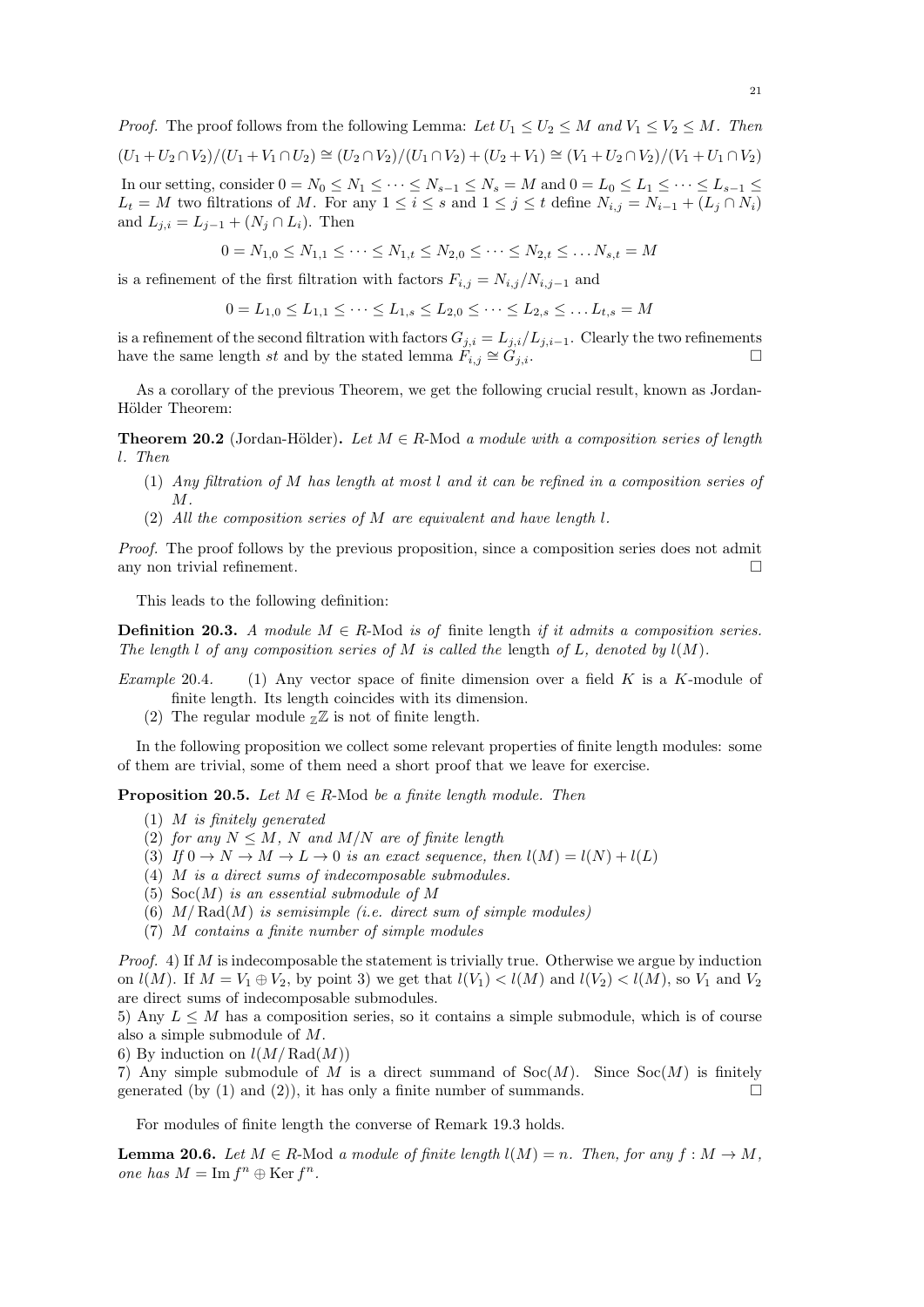*Proof.* The proof follows from the following Lemma: *Let $U_1 \leq U_2 \leq M$ and $V_1 \leq V_2 \leq M$. Then*

$$(U_1 + U_2 \cap V_2)/(U_1 + V_1 \cap U_2) \cong (U_2 \cap V_2)/(U_1 \cap V_2) + (U_2 + V_1) \cong (V_1 + U_2 \cap V_2)/(V_1 + U_1 \cap V_2)$$

In our setting, consider $0 = N_0 \leq N_1 \leq \cdots \leq N_{s-1} \leq N_s = M$ and $0 = L_0 \leq L_1 \leq \cdots \leq L_{s-1} \leq L_t = M$ two filtrations of $M$. For any $1 \leq i \leq s$ and $1 \leq j \leq t$ define $N_{i,j} = N_{i-1} + (L_j \cap N_i)$ and $L_{j,i} = L_{j-1} + (N_j \cap L_i)$. Then

$$0 = N_{1,0} \leq N_{1,1} \leq \cdots \leq N_{1,t} \leq N_{2,0} \leq \cdots \leq N_{2,t} \leq \ldots N_{s,t} = M$$

is a refinement of the first filtration with factors $F_{i,j} = N_{i,j}/N_{i,j-1}$ and

$$0 = L_{1,0} \leq L_{1,1} \leq \cdots \leq L_{1,s} \leq L_{2,0} \leq \cdots \leq L_{2,s} \leq \ldots L_{t,s} = M$$

is a refinement of the second filtration with factors $G_{j,i} = L_{j,i}/L_{j,i-1}$. Clearly the two refinements have the same length $st$ and by the stated lemma $F_{i,j} \cong G_{j,i}$. □

As a corollary of the previous Theorem, we get the following crucial result, known as Jordan-Hölder Theorem:

**Theorem 20.2** (Jordan-Hölder)**.** *Let $M \in R$-Mod a module with a composition series of length $l$. Then*

1. *Any filtration of $M$ has length at most $l$ and it can be refined in a composition series of $M$.*
2. *All the composition series of $M$ are equivalent and have length $l$.*

*Proof.* The proof follows by the previous proposition, since a composition series does not admit any non trivial refinement. □

This leads to the following definition:

**Definition 20.3.** *A module $M \in R$-Mod is of* finite length *if it admits a composition series. The length $l$ of any composition series of $M$ is called the* length *of $L$, denoted by $l(M)$.*

*Example* 20.4.
1. Any vector space of finite dimension over a field $K$ is a $K$-module of finite length. Its length coincides with its dimension.
2. The regular module ${}_{\mathbb{Z}}\mathbb{Z}$ is not of finite length.

In the following proposition we collect some relevant properties of finite length modules: some of them are trivial, some of them need a short proof that we leave for exercise.

**Proposition 20.5.** *Let $M \in R$-Mod be a finite length module. Then*

1. *$M$ is finitely generated*
2. *for any $N \leq M$, $N$ and $M/N$ are of finite length*
3. *If $0 \to N \to M \to L \to 0$ is an exact sequence, then $l(M) = l(N) + l(L)$*
4. *$M$ is a direct sums of indecomposable submodules.*
5. *$\mathrm{Soc}(M)$ is an essential submodule of $M$*
6. *$M/\mathrm{Rad}(M)$ is semisimple (i.e. direct sum of simple modules)*
7. *$M$ contains a finite number of simple modules*

*Proof.* 4) If $M$ is indecomposable the statement is trivially true. Otherwise we argue by induction on $l(M)$. If $M = V_1 \oplus V_2$, by point 3) we get that $l(V_1) < l(M)$ and $l(V_2) < l(M)$, so $V_1$ and $V_2$ are direct sums of indecomposable submodules.
5) Any $L \leq M$ has a composition series, so it contains a simple submodule, which is of course also a simple submodule of $M$.
6) By induction on $l(M/\mathrm{Rad}(M))$
7) Any simple submodule of $M$ is a direct summand of $\mathrm{Soc}(M)$. Since $\mathrm{Soc}(M)$ is finitely generated (by (1) and (2)), it has only a finite number of summands. □

For modules of finite length the converse of Remark 19.3 holds.

**Lemma 20.6.** *Let $M \in R$-Mod a module of finite length $l(M) = n$. Then, for any $f : M \to M$, one has $M = \mathrm{Im}\, f^n \oplus \mathrm{Ker}\, f^n$.*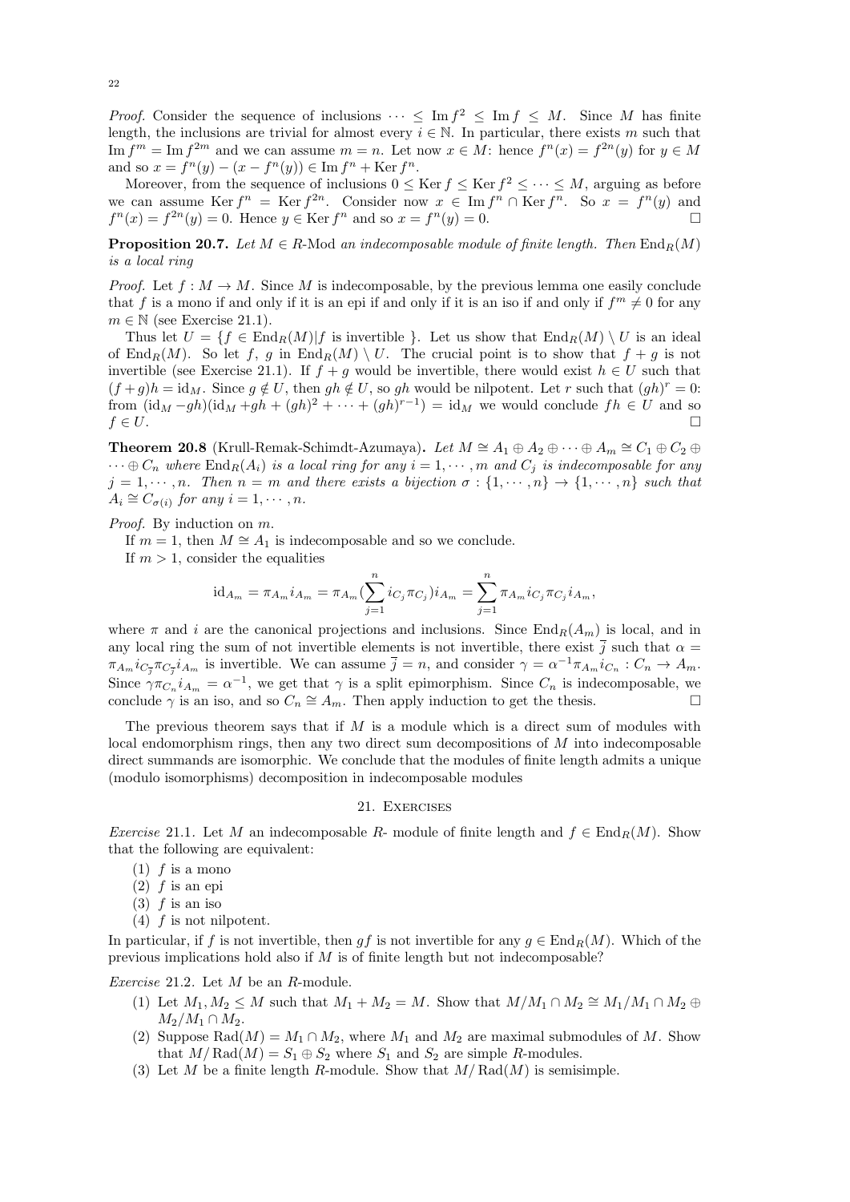*Proof.* Consider the sequence of inclusions $\cdots \leq \operatorname{Im} f^2 \leq \operatorname{Im} f \leq M$. Since $M$ has finite length, the inclusions are trivial for almost every $i \in \mathbb{N}$. In particular, there exists $m$ such that $\operatorname{Im} f^m = \operatorname{Im} f^{2m}$ and we can assume $m = n$. Let now $x \in M$: hence $f^n(x) = f^{2n}(y)$ for $y \in M$ and so $x = f^n(y) - (x - f^n(y)) \in \operatorname{Im} f^n + \operatorname{Ker} f^n$.

Moreover, from the sequence of inclusions $0 \leq \operatorname{Ker} f \leq \operatorname{Ker} f^2 \leq \cdots \leq M$, arguing as before we can assume $\operatorname{Ker} f^n = \operatorname{Ker} f^{2n}$. Consider now $x \in \operatorname{Im} f^n \cap \operatorname{Ker} f^n$. So $x = f^n(y)$ and $f^n(x) = f^{2n}(y) = 0$. Hence $y \in \operatorname{Ker} f^n$ and so $x = f^n(y) = 0$. □

**Proposition 20.7.** *Let $M \in R$-Mod an indecomposable module of finite length. Then $\operatorname{End}_R(M)$ is a local ring*

*Proof.* Let $f : M \to M$. Since $M$ is indecomposable, by the previous lemma one easily conclude that $f$ is a mono if and only if it is an epi if and only if it is an iso if and only if $f^m \neq 0$ for any $m \in \mathbb{N}$ (see Exercise 21.1).

Thus let $U = \{f \in \operatorname{End}_R(M) | f \text{ is invertible }\}$. Let us show that $\operatorname{End}_R(M) \setminus U$ is an ideal of $\operatorname{End}_R(M)$. So let $f$, $g$ in $\operatorname{End}_R(M) \setminus U$. The crucial point is to show that $f + g$ is not invertible (see Exercise 21.1). If $f + g$ would be invertible, there would exist $h \in U$ such that $(f + g)h = \operatorname{id}_M$. Since $g \notin U$, then $gh \notin U$, so $gh$ would be nilpotent. Let $r$ such that $(gh)^r = 0$: from $(\operatorname{id}_M - gh)(\operatorname{id}_M + gh + (gh)^2 + \cdots + (gh)^{r-1}) = \operatorname{id}_M$ we would conclude $fh \in U$ and so $f \in U$. □

**Theorem 20.8** (Krull-Remak-Schimdt-Azumaya)**.** *Let $M \cong A_1 \oplus A_2 \oplus \cdots \oplus A_m \cong C_1 \oplus C_2 \oplus \cdots \oplus C_n$ where $\operatorname{End}_R(A_i)$ is a local ring for any $i = 1, \cdots, m$ and $C_j$ is indecomposable for any $j = 1, \cdots, n$. Then $n = m$ and there exists a bijection $\sigma : \{1, \cdots, n\} \to \{1, \cdots, n\}$ such that $A_i \cong C_{\sigma(i)}$ for any $i = 1, \cdots, n$.*

*Proof.* By induction on $m$.

If $m = 1$, then $M \cong A_1$ is indecomposable and so we conclude.

If $m > 1$, consider the equalities

$$\operatorname{id}_{A_m} = \pi_{A_m} i_{A_m} = \pi_{A_m} (\sum_{j=1}^{n} i_{C_j} \pi_{C_j}) i_{A_m} = \sum_{j=1}^{n} \pi_{A_m} i_{C_j} \pi_{C_j} i_{A_m},$$

where $\pi$ and $i$ are the canonical projections and inclusions. Since $\operatorname{End}_R(A_m)$ is local, and in any local ring the sum of not invertible elements is not invertible, there exist $\overline{j}$ such that $\alpha = \pi_{A_m} i_{C_{\overline{j}}} \pi_{C_{\overline{j}}} i_{A_m}$ is invertible. We can assume $\overline{j} = n$, and consider $\gamma = \alpha^{-1} \pi_{A_m} i_{C_n} : C_n \to A_m$. Since $\gamma \pi_{C_n} i_{A_m} = \alpha^{-1}$, we get that $\gamma$ is a split epimorphism. Since $C_n$ is indecomposable, we conclude $\gamma$ is an iso, and so $C_n \cong A_m$. Then apply induction to get the thesis. □

The previous theorem says that if $M$ is a module which is a direct sum of modules with local endomorphism rings, then any two direct sum decompositions of $M$ into indecomposable direct summands are isomorphic. We conclude that the modules of finite length admits a unique (modulo isomorphisms) decomposition in indecomposable modules

## 21. Exercises

*Exercise* 21.1. Let $M$ an indecomposable $R$- module of finite length and $f \in \operatorname{End}_R(M)$. Show that the following are equivalent:

1. $f$ is a mono
2. $f$ is an epi
3. $f$ is an iso
4. $f$ is not nilpotent.

In particular, if $f$ is not invertible, then $gf$ is not invertible for any $g \in \operatorname{End}_R(M)$. Which of the previous implications hold also if $M$ is of finite length but not indecomposable?

*Exercise* 21.2. Let $M$ be an $R$-module.

1. Let $M_1, M_2 \leq M$ such that $M_1 + M_2 = M$. Show that $M/M_1 \cap M_2 \cong M_1/M_1 \cap M_2 \oplus M_2/M_1 \cap M_2$.
2. Suppose $\operatorname{Rad}(M) = M_1 \cap M_2$, where $M_1$ and $M_2$ are maximal submodules of $M$. Show that $M/\operatorname{Rad}(M) = S_1 \oplus S_2$ where $S_1$ and $S_2$ are simple $R$-modules.
3. Let $M$ be a finite length $R$-module. Show that $M/\operatorname{Rad}(M)$ is semisimple.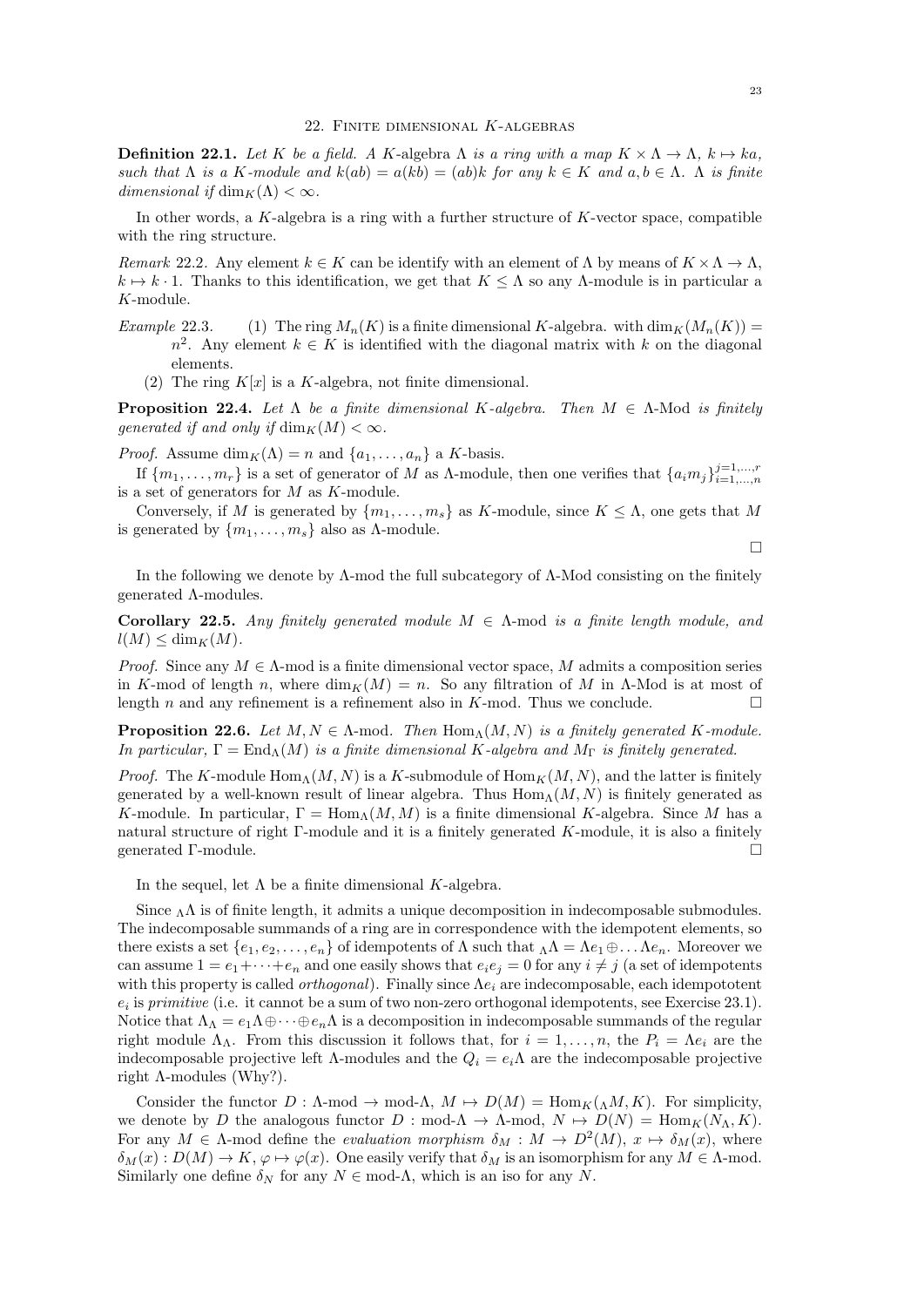## 22. Finite dimensional $K$-algebras

**Definition 22.1.** *Let $K$ be a field. A $K$-algebra $\Lambda$ is a ring with a map $K \times \Lambda \to \Lambda$, $k \mapsto ka$, such that $\Lambda$ is a $K$-module and $k(ab) = a(kb) = (ab)k$ for any $k \in K$ and $a, b \in \Lambda$. $\Lambda$ is finite dimensional if $\dim_K(\Lambda) < \infty$.*

In other words, a $K$-algebra is a ring with a further structure of $K$-vector space, compatible with the ring structure.

*Remark* 22.2. Any element $k \in K$ can be identify with an element of $\Lambda$ by means of $K \times \Lambda \to \Lambda$, $k \mapsto k \cdot 1$. Thanks to this identification, we get that $K \leq \Lambda$ so any $\Lambda$-module is in particular a $K$-module.

*Example* 22.3.
1. The ring $M_n(K)$ is a finite dimensional $K$-algebra. with $\dim_K(M_n(K)) = n^2$. Any element $k \in K$ is identified with the diagonal matrix with $k$ on the diagonal elements.
2. The ring $K[x]$ is a $K$-algebra, not finite dimensional.

**Proposition 22.4.** *Let $\Lambda$ be a finite dimensional $K$-algebra. Then $M \in \Lambda$-Mod is finitely generated if and only if $\dim_K(M) < \infty$.*

*Proof.* Assume $\dim_K(\Lambda) = n$ and $\{a_1, \dots, a_n\}$ a $K$-basis.

If $\{m_1, \dots, m_r\}$ is a set of generator of $M$ as $\Lambda$-module, then one verifies that $\{a_i m_j\}_{i=1,\dots,n}^{j=1,\dots,r}$ is a set of generators for $M$ as $K$-module.

Conversely, if $M$ is generated by $\{m_1, \dots, m_s\}$ as $K$-module, since $K \leq \Lambda$, one gets that $M$ is generated by $\{m_1, \dots, m_s\}$ also as $\Lambda$-module. □

In the following we denote by $\Lambda$-mod the full subcategory of $\Lambda$-Mod consisting on the finitely generated $\Lambda$-modules.

**Corollary 22.5.** *Any finitely generated module $M \in \Lambda$-mod is a finite length module, and $l(M) \leq \dim_K(M)$.*

*Proof.* Since any $M \in \Lambda$-mod is a finite dimensional vector space, $M$ admits a composition series in $K$-mod of length $n$, where $\dim_K(M) = n$. So any filtration of $M$ in $\Lambda$-Mod is at most of length $n$ and any refinement is a refinement also in $K$-mod. Thus we conclude. □

**Proposition 22.6.** *Let $M, N \in \Lambda$-mod. Then $\mathrm{Hom}_\Lambda(M, N)$ is a finitely generated $K$-module. In particular, $\Gamma = \mathrm{End}_\Lambda(M)$ is a finite dimensional $K$-algebra and $M_\Gamma$ is finitely generated.*

*Proof.* The $K$-module $\mathrm{Hom}_\Lambda(M, N)$ is a $K$-submodule of $\mathrm{Hom}_K(M, N)$, and the latter is finitely generated by a well-known result of linear algebra. Thus $\mathrm{Hom}_\Lambda(M, N)$ is finitely generated as $K$-module. In particular, $\Gamma = \mathrm{Hom}_\Lambda(M, M)$ is a finite dimensional $K$-algebra. Since $M$ has a natural structure of right $\Gamma$-module and it is a finitely generated $K$-module, it is also a finitely generated $\Gamma$-module. □

In the sequel, let $\Lambda$ be a finite dimensional $K$-algebra.

Since ${}_\Lambda\Lambda$ is of finite length, it admits a unique decomposition in indecomposable submodules. The indecomposable summands of a ring are in correspondence with the idempotent elements, so there exists a set $\{e_1, e_2, \dots, e_n\}$ of idempotents of $\Lambda$ such that ${}_\Lambda\Lambda = \Lambda e_1 \oplus \dots \Lambda e_n$. Moreover we can assume $1 = e_1 + \dots + e_n$ and one easily shows that $e_i e_j = 0$ for any $i \neq j$ (a set of idempotents with this property is called *orthogonal*). Finally since $\Lambda e_i$ are indecomposable, each idempototent $e_i$ is *primitive* (i.e. it cannot be a sum of two non-zero orthogonal idempotents, see Exercise 23.1). Notice that $\Lambda_\Lambda = e_1\Lambda \oplus \dots \oplus e_n\Lambda$ is a decomposition in indecomposable summands of the regular right module $\Lambda_\Lambda$. From this discussion it follows that, for $i = 1, \dots, n$, the $P_i = \Lambda e_i$ are the indecomposable projective left $\Lambda$-modules and the $Q_i = e_i\Lambda$ are the indecomposable projective right $\Lambda$-modules (Why?).

Consider the functor $D : \Lambda\text{-mod} \to \text{mod-}\Lambda$, $M \mapsto D(M) = \mathrm{Hom}_K({}_\Lambda M, K)$. For simplicity, we denote by $D$ the analogous functor $D : \text{mod-}\Lambda \to \Lambda\text{-mod}$, $N \mapsto D(N) = \mathrm{Hom}_K(N_\Lambda, K)$. For any $M \in \Lambda$-mod define the *evaluation morphism* $\delta_M : M \to D^2(M)$, $x \mapsto \delta_M(x)$, where $\delta_M(x) : D(M) \to K$, $\varphi \mapsto \varphi(x)$. One easily verify that $\delta_M$ is an isomorphism for any $M \in \Lambda$-mod. Similarly one define $\delta_N$ for any $N \in$ mod-$\Lambda$, which is an iso for any $N$.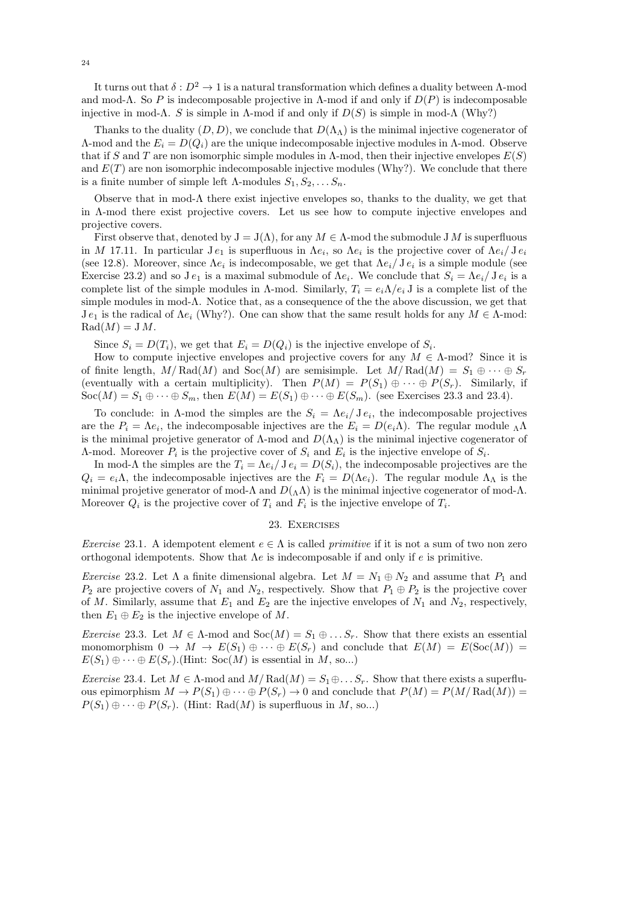It turns out that $\delta : D^2 \to 1$ is a natural transformation which defines a duality between $\Lambda$-mod and mod-$\Lambda$. So $P$ is indecomposable projective in $\Lambda$-mod if and only if $D(P)$ is indecomposable injective in mod-$\Lambda$. $S$ is simple in $\Lambda$-mod if and only if $D(S)$ is simple in mod-$\Lambda$ (Why?)

Thanks to the duality $(D, D)$, we conclude that $D(\Lambda_\Lambda)$ is the minimal injective cogenerator of $\Lambda$-mod and the $E_i = D(Q_i)$ are the unique indecomposable injective modules in $\Lambda$-mod. Observe that if $S$ and $T$ are non isomorphic simple modules in $\Lambda$-mod, then their injective envelopes $E(S)$ and $E(T)$ are non isomorphic indecomposable injective modules (Why?). We conclude that there is a finite number of simple left $\Lambda$-modules $S_1, S_2, \dots S_n$.

Observe that in mod-$\Lambda$ there exist injective envelopes so, thanks to the duality, we get that in $\Lambda$-mod there exist projective covers. Let us see how to compute injective envelopes and projective covers.

First observe that, denoted by $\mathrm{J} = \mathrm{J}(\Lambda)$, for any $M \in \Lambda$-mod the submodule $\mathrm{J}\, M$ is superfluous in $M$ 17.11. In particular $\mathrm{J}\, e_1$ is superfluous in $\Lambda e_i$, so $\Lambda e_i$ is the projective cover of $\Lambda e_i / \mathrm{J}\, e_i$ (see 12.8). Moreover, since $\Lambda e_i$ is indecomposable, we get that $\Lambda e_i / \mathrm{J}\, e_i$ is a simple module (see Exercise 23.2) and so $\mathrm{J}\, e_1$ is a maximal submodule of $\Lambda e_i$. We conclude that $S_i = \Lambda e_i / \mathrm{J}\, e_i$ is a complete list of the simple modules in $\Lambda$-mod. Similarly, $T_i = e_i \Lambda / e_i \mathrm{J}$ is a complete list of the simple modules in mod-$\Lambda$. Notice that, as a consequence of the the above discussion, we get that $\mathrm{J}\, e_1$ is the radical of $\Lambda e_i$ (Why?). One can show that the same result holds for any $M \in \Lambda$-mod: $\mathrm{Rad}(M) = \mathrm{J}\, M$.

Since $S_i = D(T_i)$, we get that $E_i = D(Q_i)$ is the injective envelope of $S_i$.

How to compute injective envelopes and projective covers for any $M \in \Lambda$-mod? Since it is of finite length, $M/\mathrm{Rad}(M)$ and $\mathrm{Soc}(M)$ are semisimple. Let $M/\mathrm{Rad}(M) = S_1 \oplus \cdots \oplus S_r$ (eventually with a certain multiplicity). Then $P(M) = P(S_1) \oplus \cdots \oplus P(S_r)$. Similarly, if $\mathrm{Soc}(M) = S_1 \oplus \cdots \oplus S_m$, then $E(M) = E(S_1) \oplus \cdots \oplus E(S_m)$. (see Exercises 23.3 and 23.4).

To conclude: in $\Lambda$-mod the simples are the $S_i = \Lambda e_i / \mathrm{J}\, e_i$, the indecomposable projectives are the $P_i = \Lambda e_i$, the indecomposable injectives are the $E_i = D(e_i \Lambda)$. The regular module ${}_\Lambda \Lambda$ is the minimal projetive generator of $\Lambda$-mod and $D(\Lambda_\Lambda)$ is the minimal injective cogenerator of $\Lambda$-mod. Moreover $P_i$ is the projective cover of $S_i$ and $E_i$ is the injective envelope of $S_i$.

In mod-$\Lambda$ the simples are the $T_i = \Lambda e_i / \mathrm{J}\, e_i = D(S_i)$, the indecomposable projectives are the $Q_i = e_i \Lambda$, the indecomposable injectives are the $F_i = D(\Lambda e_i)$. The regular module $\Lambda_\Lambda$ is the minimal projetive generator of mod-$\Lambda$ and $D({}_\Lambda \Lambda)$ is the minimal injective cogenerator of mod-$\Lambda$. Moreover $Q_i$ is the projective cover of $T_i$ and $F_i$ is the injective envelope of $T_i$.

## 23. Exercises

*Exercise* 23.1. A idempotent element $e \in \Lambda$ is called *primitive* if it is not a sum of two non zero orthogonal idempotents. Show that $\Lambda e$ is indecomposable if and only if $e$ is primitive.

*Exercise* 23.2. Let $\Lambda$ a finite dimensional algebra. Let $M = N_1 \oplus N_2$ and assume that $P_1$ and $P_2$ are projective covers of $N_1$ and $N_2$, respectively. Show that $P_1 \oplus P_2$ is the projective cover of $M$. Similarly, assume that $E_1$ and $E_2$ are the injective envelopes of $N_1$ and $N_2$, respectively, then $E_1 \oplus E_2$ is the injective envelope of $M$.

*Exercise* 23.3. Let $M \in \Lambda$-mod and $\mathrm{Soc}(M) = S_1 \oplus \dots S_r$. Show that there exists an essential monomorphism $0 \to M \to E(S_1) \oplus \cdots \oplus E(S_r)$ and conclude that $E(M) = E(\mathrm{Soc}(M)) = E(S_1) \oplus \cdots \oplus E(S_r)$.(Hint: $\mathrm{Soc}(M)$ is essential in $M$, so...)

*Exercise* 23.4. Let $M \in \Lambda$-mod and $M/\mathrm{Rad}(M) = S_1 \oplus \dots S_r$. Show that there exists a superfluous epimorphism $M \to P(S_1) \oplus \cdots \oplus P(S_r) \to 0$ and conclude that $P(M) = P(M/\mathrm{Rad}(M)) = P(S_1) \oplus \cdots \oplus P(S_r)$. (Hint: $\mathrm{Rad}(M)$ is superfluous in $M$, so...)